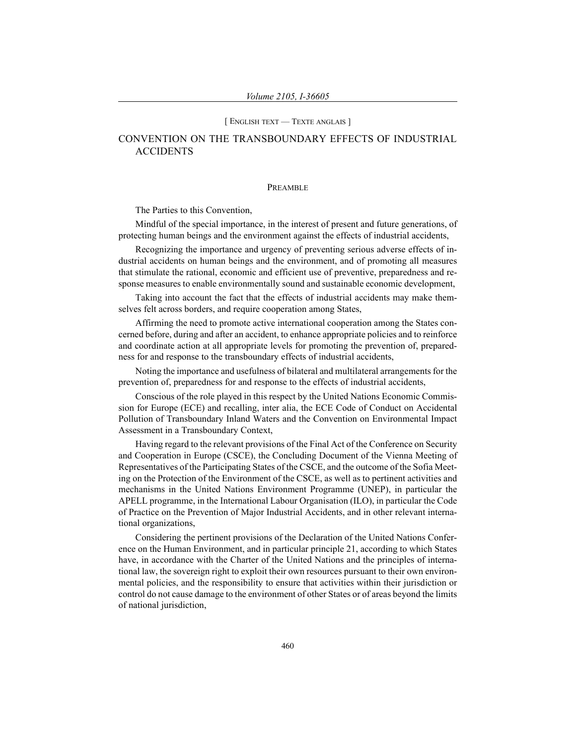[ English text — Texte anglais ]

# CONVENTION ON THE TRANSBOUNDARY EFFECTS OF INDUSTRIAL ACCIDENTS

## Preamble

The Parties to this Convention,

Mindful of the special importance, in the interest of present and future generations, of protecting human beings and the environment against the effects of industrial accidents,

Recognizing the importance and urgency of preventing serious adverse effects of industrial accidents on human beings and the environment, and of promoting all measures that stimulate the rational, economic and efficient use of preventive, preparedness and response measures to enable environmentally sound and sustainable economic development,

Taking into account the fact that the effects of industrial accidents may make themselves felt across borders, and require cooperation among States,

Affirming the need to promote active international cooperation among the States concerned before, during and after an accident, to enhance appropriate policies and to reinforce and coordinate action at all appropriate levels for promoting the prevention of, preparedness for and response to the transboundary effects of industrial accidents,

Noting the importance and usefulness of bilateral and multilateral arrangements for the prevention of, preparedness for and response to the effects of industrial accidents,

Conscious of the role played in this respect by the United Nations Economic Commission for Europe (ECE) and recalling, inter alia, the ECE Code of Conduct on Accidental Pollution of Transboundary Inland Waters and the Convention on Environmental Impact Assessment in a Transboundary Context,

Having regard to the relevant provisions of the Final Act of the Conference on Security and Cooperation in Europe (CSCE), the Concluding Document of the Vienna Meeting of Representatives of the Participating States of the CSCE, and the outcome of the Sofia Meeting on the Protection of the Environment of the CSCE, as well as to pertinent activities and mechanisms in the United Nations Environment Programme (UNEP), in particular the APELL programme, in the International Labour Organisation (ILO), in particular the Code of Practice on the Prevention of Major Industrial Accidents, and in other relevant international organizations,

Considering the pertinent provisions of the Declaration of the United Nations Conference on the Human Environment, and in particular principle 21, according to which States have, in accordance with the Charter of the United Nations and the principles of international law, the sovereign right to exploit their own resources pursuant to their own environmental policies, and the responsibility to ensure that activities within their jurisdiction or control do not cause damage to the environment of other States or of areas beyond the limits of national jurisdiction,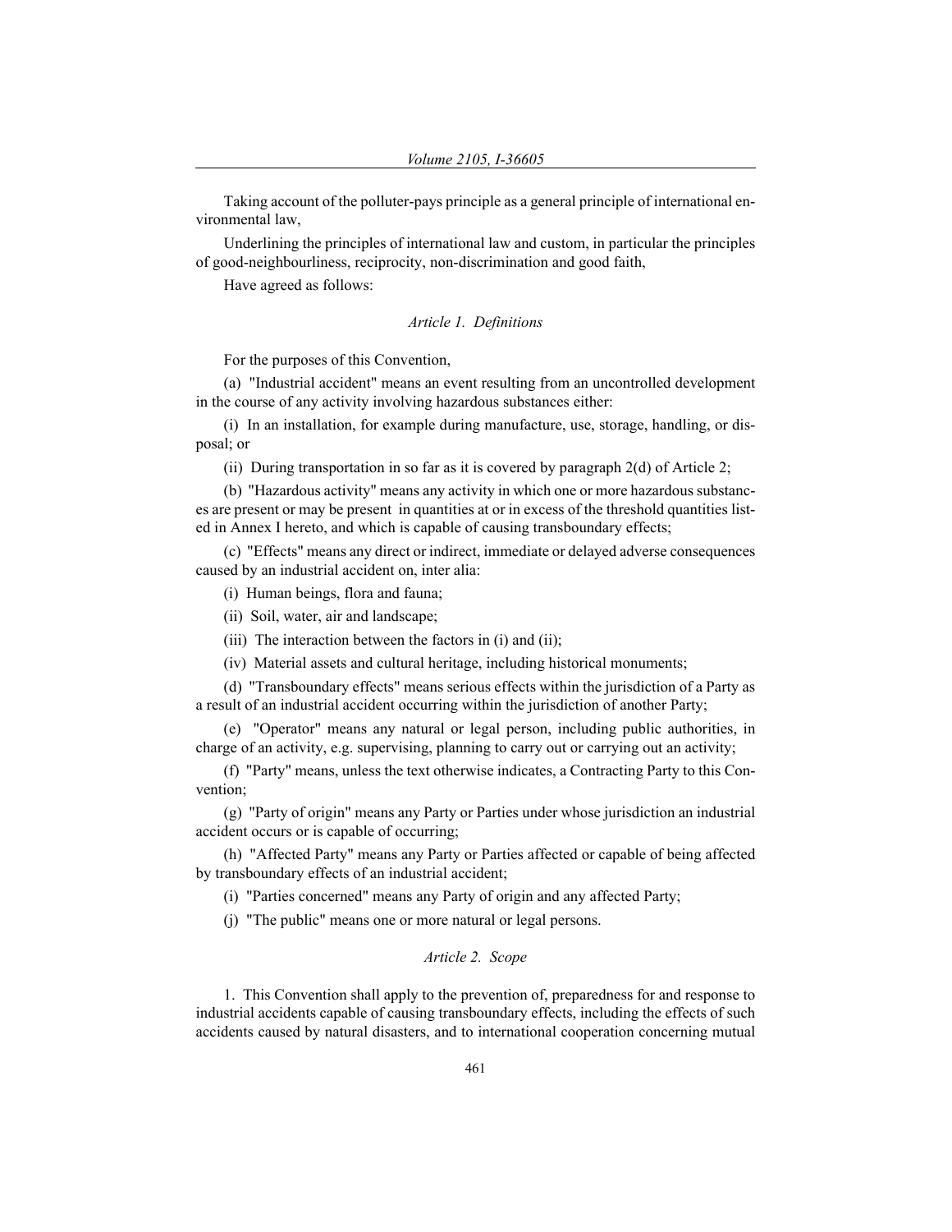Taking account of the polluter-pays principle as a general principle of international environmental law,

Underlining the principles of international law and custom, in particular the principles of good-neighbourliness, reciprocity, non-discrimination and good faith,

Have agreed as follows:

### *Article 1. Definitions*

For the purposes of this Convention,

(a) "Industrial accident" means an event resulting from an uncontrolled development in the course of any activity involving hazardous substances either:

(i) In an installation, for example during manufacture, use, storage, handling, or disposal; or

(ii) During transportation in so far as it is covered by paragraph 2(d) of Article 2;

(b) "Hazardous activity" means any activity in which one or more hazardous substances are present or may be present in quantities at or in excess of the threshold quantities listed in Annex I hereto, and which is capable of causing transboundary effects;

(c) "Effects" means any direct or indirect, immediate or delayed adverse consequences caused by an industrial accident on, inter alia:

(i) Human beings, flora and fauna;

(ii) Soil, water, air and landscape;

(iii) The interaction between the factors in (i) and (ii);

(iv) Material assets and cultural heritage, including historical monuments;

(d) "Transboundary effects" means serious effects within the jurisdiction of a Party as a result of an industrial accident occurring within the jurisdiction of another Party;

(e) "Operator" means any natural or legal person, including public authorities, in charge of an activity, e.g. supervising, planning to carry out or carrying out an activity;

(f) "Party" means, unless the text otherwise indicates, a Contracting Party to this Convention;

(g) "Party of origin" means any Party or Parties under whose jurisdiction an industrial accident occurs or is capable of occurring;

(h) "Affected Party" means any Party or Parties affected or capable of being affected by transboundary effects of an industrial accident;

(i) "Parties concerned" means any Party of origin and any affected Party;

(j) "The public" means one or more natural or legal persons.

### *Article 2. Scope*

1. This Convention shall apply to the prevention of, preparedness for and response to industrial accidents capable of causing transboundary effects, including the effects of such accidents caused by natural disasters, and to international cooperation concerning mutual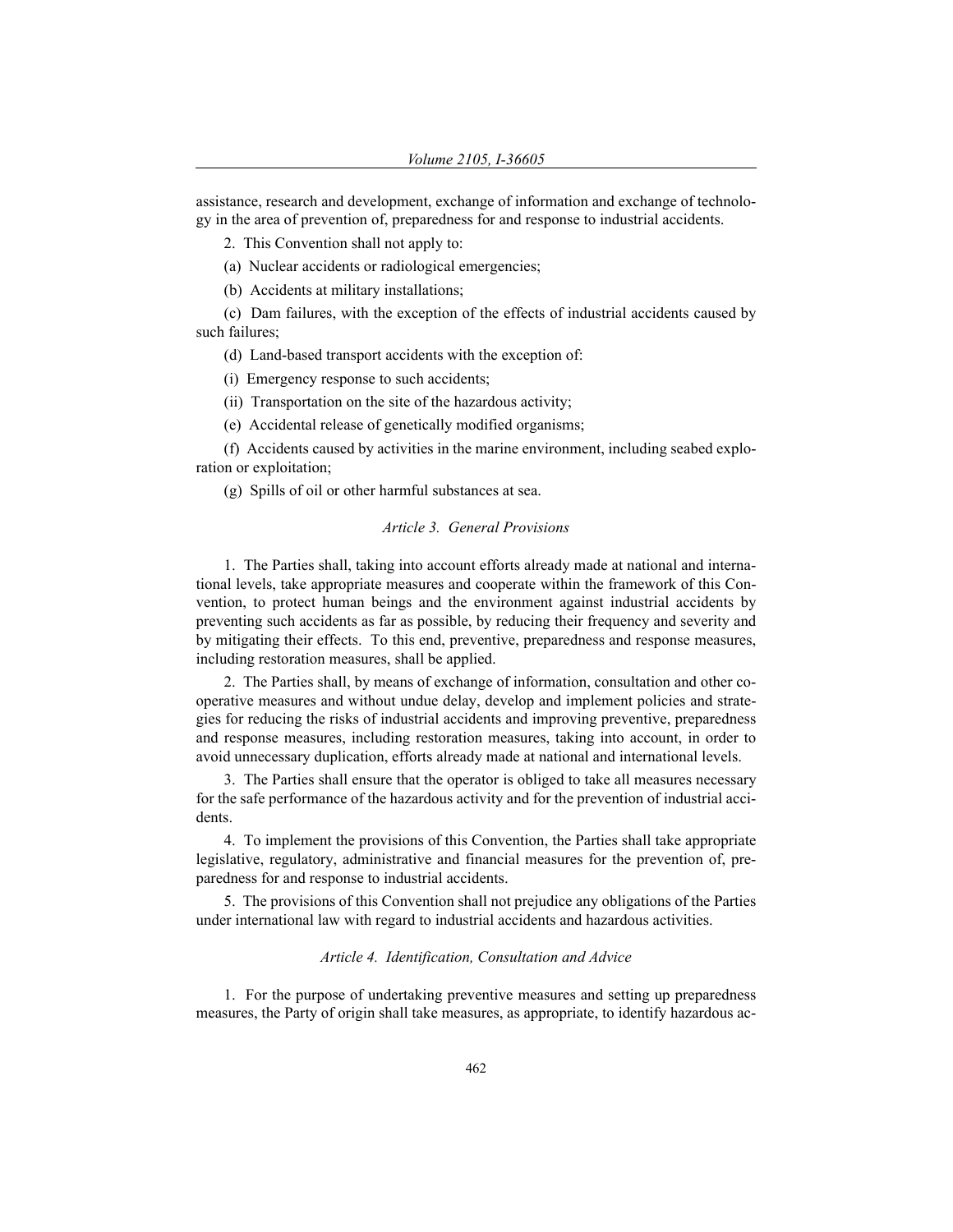assistance, research and development, exchange of information and exchange of technology in the area of prevention of, preparedness for and response to industrial accidents.

2. This Convention shall not apply to:

(a) Nuclear accidents or radiological emergencies;

(b) Accidents at military installations;

(c) Dam failures, with the exception of the effects of industrial accidents caused by such failures;

(d) Land-based transport accidents with the exception of:

(i) Emergency response to such accidents;

(ii) Transportation on the site of the hazardous activity;

(e) Accidental release of genetically modified organisms;

(f) Accidents caused by activities in the marine environment, including seabed exploration or exploitation;

(g) Spills of oil or other harmful substances at sea.

### *Article 3. General Provisions*

1. The Parties shall, taking into account efforts already made at national and international levels, take appropriate measures and cooperate within the framework of this Convention, to protect human beings and the environment against industrial accidents by preventing such accidents as far as possible, by reducing their frequency and severity and by mitigating their effects. To this end, preventive, preparedness and response measures, including restoration measures, shall be applied.

2. The Parties shall, by means of exchange of information, consultation and other cooperative measures and without undue delay, develop and implement policies and strategies for reducing the risks of industrial accidents and improving preventive, preparedness and response measures, including restoration measures, taking into account, in order to avoid unnecessary duplication, efforts already made at national and international levels.

3. The Parties shall ensure that the operator is obliged to take all measures necessary for the safe performance of the hazardous activity and for the prevention of industrial accidents.

4. To implement the provisions of this Convention, the Parties shall take appropriate legislative, regulatory, administrative and financial measures for the prevention of, preparedness for and response to industrial accidents.

5. The provisions of this Convention shall not prejudice any obligations of the Parties under international law with regard to industrial accidents and hazardous activities.

### *Article 4. Identification, Consultation and Advice*

1. For the purpose of undertaking preventive measures and setting up preparedness measures, the Party of origin shall take measures, as appropriate, to identify hazardous ac-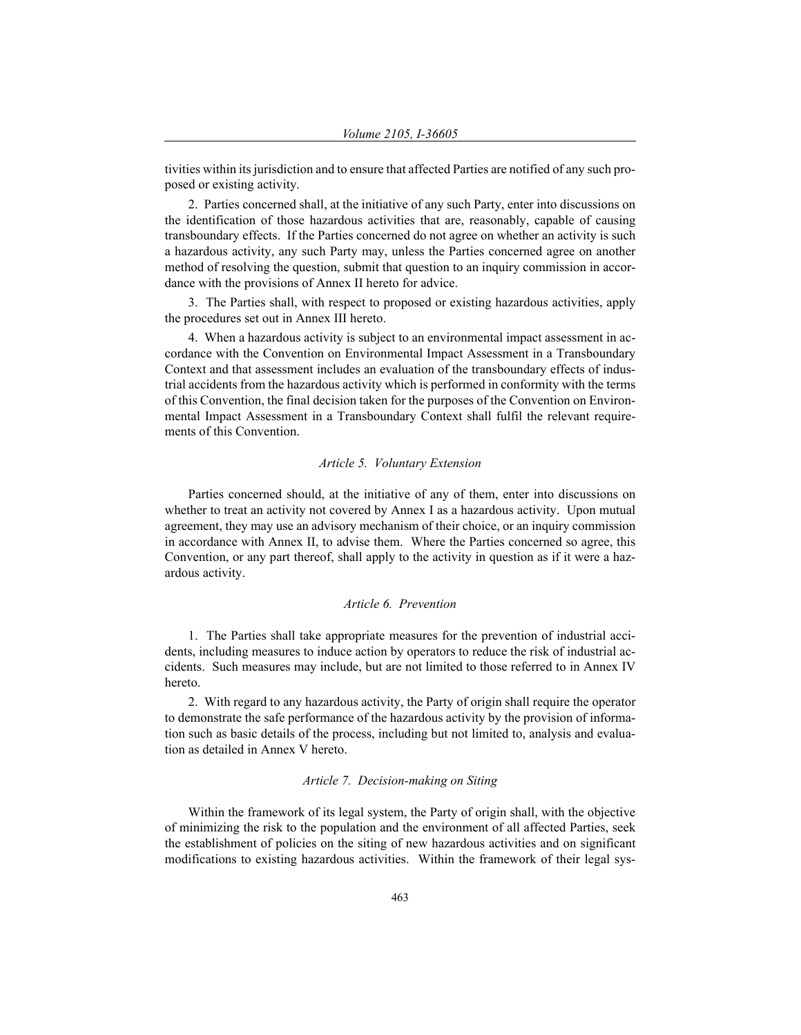tivities within its jurisdiction and to ensure that affected Parties are notified of any such proposed or existing activity.

2. Parties concerned shall, at the initiative of any such Party, enter into discussions on the identification of those hazardous activities that are, reasonably, capable of causing transboundary effects. If the Parties concerned do not agree on whether an activity is such a hazardous activity, any such Party may, unless the Parties concerned agree on another method of resolving the question, submit that question to an inquiry commission in accordance with the provisions of Annex II hereto for advice.

3. The Parties shall, with respect to proposed or existing hazardous activities, apply the procedures set out in Annex III hereto.

4. When a hazardous activity is subject to an environmental impact assessment in accordance with the Convention on Environmental Impact Assessment in a Transboundary Context and that assessment includes an evaluation of the transboundary effects of industrial accidents from the hazardous activity which is performed in conformity with the terms of this Convention, the final decision taken for the purposes of the Convention on Environmental Impact Assessment in a Transboundary Context shall fulfil the relevant requirements of this Convention.

### *Article 5. Voluntary Extension*

Parties concerned should, at the initiative of any of them, enter into discussions on whether to treat an activity not covered by Annex I as a hazardous activity. Upon mutual agreement, they may use an advisory mechanism of their choice, or an inquiry commission in accordance with Annex II, to advise them. Where the Parties concerned so agree, this Convention, or any part thereof, shall apply to the activity in question as if it were a hazardous activity.

### *Article 6. Prevention*

1. The Parties shall take appropriate measures for the prevention of industrial accidents, including measures to induce action by operators to reduce the risk of industrial accidents. Such measures may include, but are not limited to those referred to in Annex IV hereto.

2. With regard to any hazardous activity, the Party of origin shall require the operator to demonstrate the safe performance of the hazardous activity by the provision of information such as basic details of the process, including but not limited to, analysis and evaluation as detailed in Annex V hereto.

### *Article 7. Decision-making on Siting*

Within the framework of its legal system, the Party of origin shall, with the objective of minimizing the risk to the population and the environment of all affected Parties, seek the establishment of policies on the siting of new hazardous activities and on significant modifications to existing hazardous activities. Within the framework of their legal sys-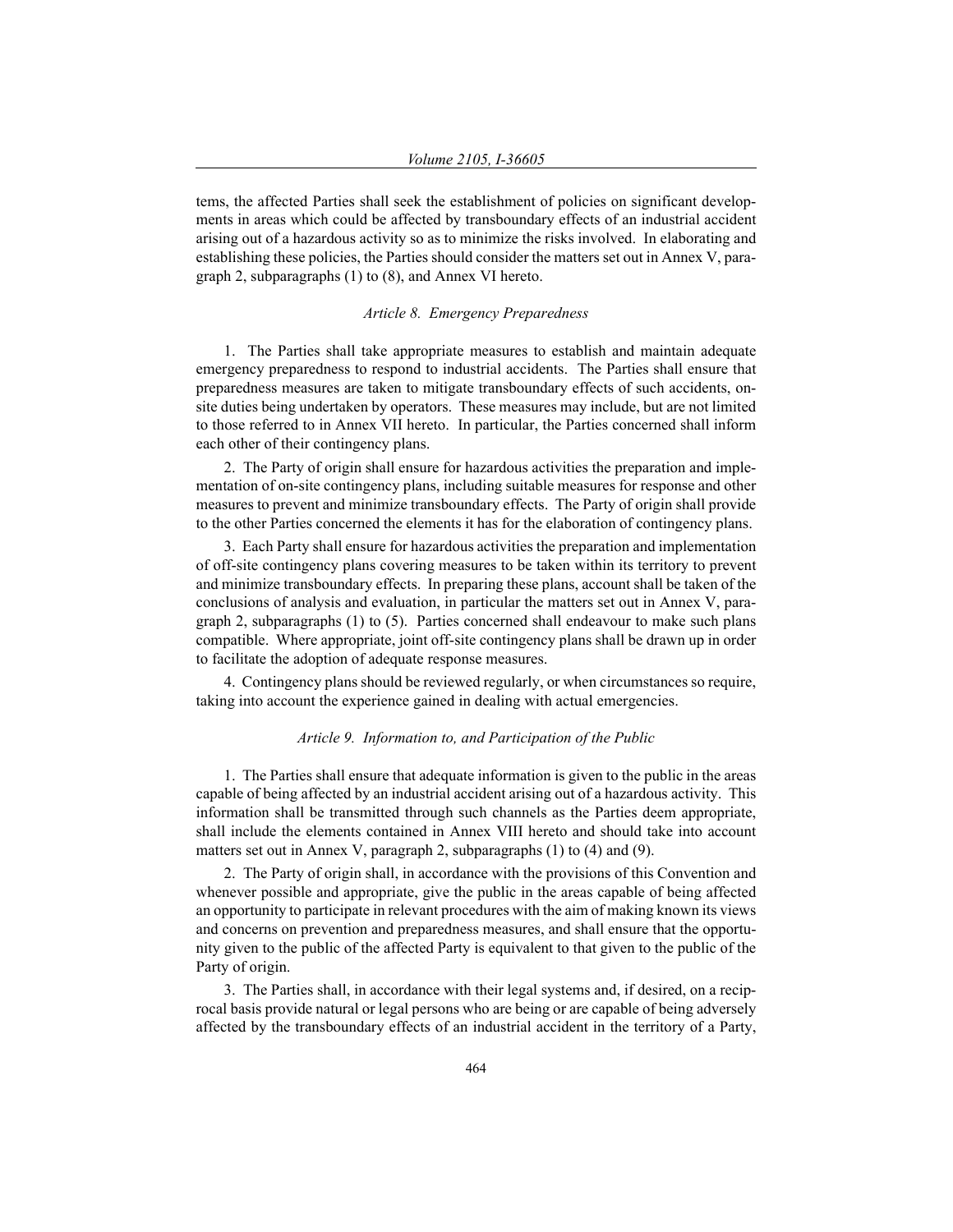tems, the affected Parties shall seek the establishment of policies on significant developments in areas which could be affected by transboundary effects of an industrial accident arising out of a hazardous activity so as to minimize the risks involved. In elaborating and establishing these policies, the Parties should consider the matters set out in Annex V, paragraph 2, subparagraphs (1) to (8), and Annex VI hereto.

### *Article 8. Emergency Preparedness*

1. The Parties shall take appropriate measures to establish and maintain adequate emergency preparedness to respond to industrial accidents. The Parties shall ensure that preparedness measures are taken to mitigate transboundary effects of such accidents, on-site duties being undertaken by operators. These measures may include, but are not limited to those referred to in Annex VII hereto. In particular, the Parties concerned shall inform each other of their contingency plans.

2. The Party of origin shall ensure for hazardous activities the preparation and implementation of on-site contingency plans, including suitable measures for response and other measures to prevent and minimize transboundary effects. The Party of origin shall provide to the other Parties concerned the elements it has for the elaboration of contingency plans.

3. Each Party shall ensure for hazardous activities the preparation and implementation of off-site contingency plans covering measures to be taken within its territory to prevent and minimize transboundary effects. In preparing these plans, account shall be taken of the conclusions of analysis and evaluation, in particular the matters set out in Annex V, paragraph 2, subparagraphs (1) to (5). Parties concerned shall endeavour to make such plans compatible. Where appropriate, joint off-site contingency plans shall be drawn up in order to facilitate the adoption of adequate response measures.

4. Contingency plans should be reviewed regularly, or when circumstances so require, taking into account the experience gained in dealing with actual emergencies.

### *Article 9. Information to, and Participation of the Public*

1. The Parties shall ensure that adequate information is given to the public in the areas capable of being affected by an industrial accident arising out of a hazardous activity. This information shall be transmitted through such channels as the Parties deem appropriate, shall include the elements contained in Annex VIII hereto and should take into account matters set out in Annex V, paragraph 2, subparagraphs (1) to (4) and (9).

2. The Party of origin shall, in accordance with the provisions of this Convention and whenever possible and appropriate, give the public in the areas capable of being affected an opportunity to participate in relevant procedures with the aim of making known its views and concerns on prevention and preparedness measures, and shall ensure that the opportunity given to the public of the affected Party is equivalent to that given to the public of the Party of origin.

3. The Parties shall, in accordance with their legal systems and, if desired, on a reciprocal basis provide natural or legal persons who are being or are capable of being adversely affected by the transboundary effects of an industrial accident in the territory of a Party,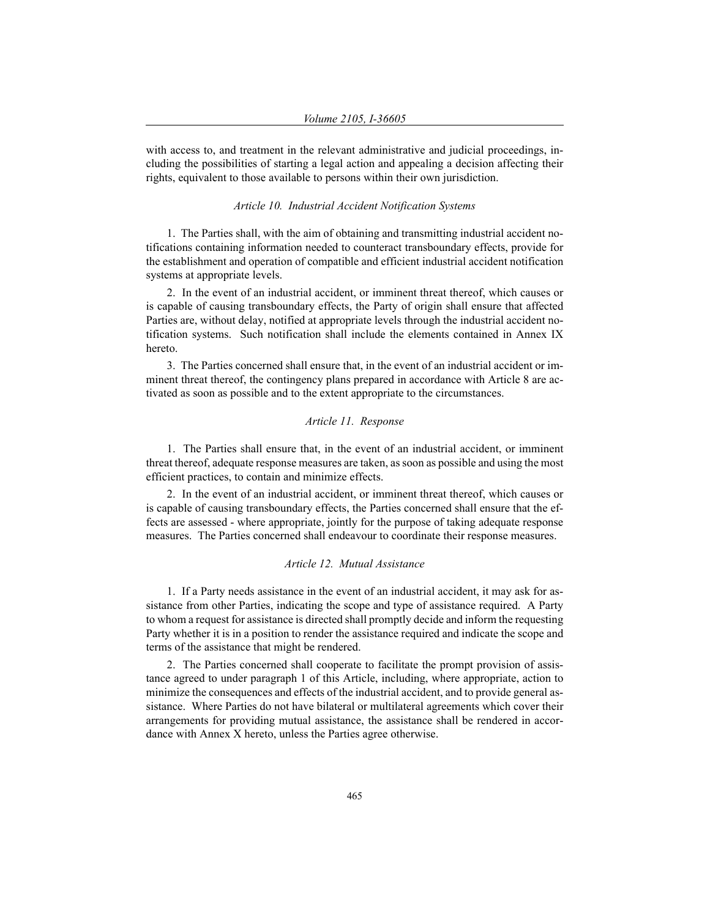with access to, and treatment in the relevant administrative and judicial proceedings, including the possibilities of starting a legal action and appealing a decision affecting their rights, equivalent to those available to persons within their own jurisdiction.

### *Article 10. Industrial Accident Notification Systems*

1. The Parties shall, with the aim of obtaining and transmitting industrial accident notifications containing information needed to counteract transboundary effects, provide for the establishment and operation of compatible and efficient industrial accident notification systems at appropriate levels.

2. In the event of an industrial accident, or imminent threat thereof, which causes or is capable of causing transboundary effects, the Party of origin shall ensure that affected Parties are, without delay, notified at appropriate levels through the industrial accident notification systems. Such notification shall include the elements contained in Annex IX hereto.

3. The Parties concerned shall ensure that, in the event of an industrial accident or imminent threat thereof, the contingency plans prepared in accordance with Article 8 are activated as soon as possible and to the extent appropriate to the circumstances.

### *Article 11. Response*

1. The Parties shall ensure that, in the event of an industrial accident, or imminent threat thereof, adequate response measures are taken, as soon as possible and using the most efficient practices, to contain and minimize effects.

2. In the event of an industrial accident, or imminent threat thereof, which causes or is capable of causing transboundary effects, the Parties concerned shall ensure that the effects are assessed - where appropriate, jointly for the purpose of taking adequate response measures. The Parties concerned shall endeavour to coordinate their response measures.

### *Article 12. Mutual Assistance*

1. If a Party needs assistance in the event of an industrial accident, it may ask for assistance from other Parties, indicating the scope and type of assistance required. A Party to whom a request for assistance is directed shall promptly decide and inform the requesting Party whether it is in a position to render the assistance required and indicate the scope and terms of the assistance that might be rendered.

2. The Parties concerned shall cooperate to facilitate the prompt provision of assistance agreed to under paragraph 1 of this Article, including, where appropriate, action to minimize the consequences and effects of the industrial accident, and to provide general assistance. Where Parties do not have bilateral or multilateral agreements which cover their arrangements for providing mutual assistance, the assistance shall be rendered in accordance with Annex X hereto, unless the Parties agree otherwise.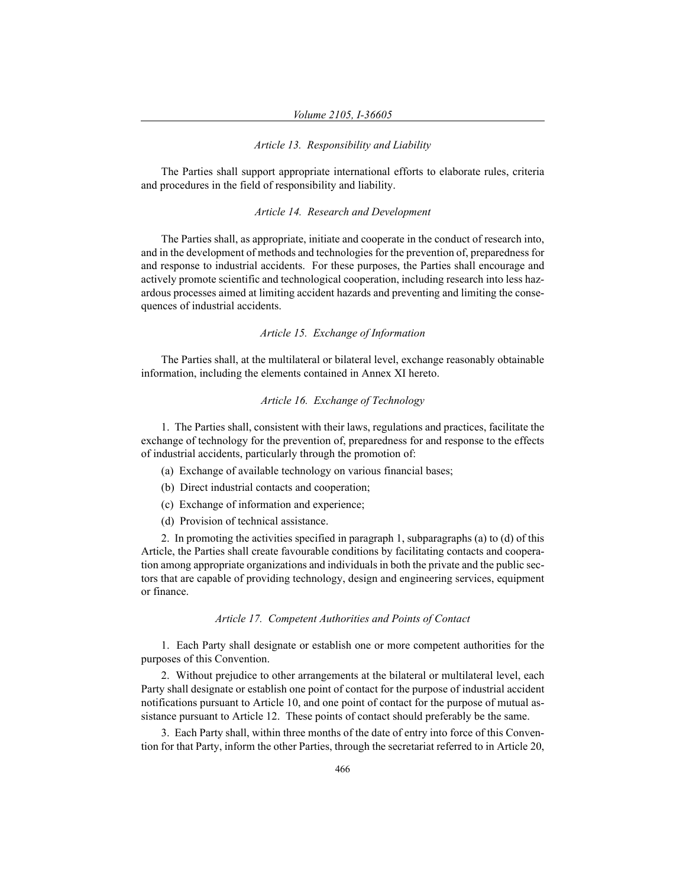*Article 13. Responsibility and Liability*

The Parties shall support appropriate international efforts to elaborate rules, criteria and procedures in the field of responsibility and liability.

*Article 14. Research and Development*

The Parties shall, as appropriate, initiate and cooperate in the conduct of research into, and in the development of methods and technologies for the prevention of, preparedness for and response to industrial accidents. For these purposes, the Parties shall encourage and actively promote scientific and technological cooperation, including research into less hazardous processes aimed at limiting accident hazards and preventing and limiting the consequences of industrial accidents.

*Article 15. Exchange of Information*

The Parties shall, at the multilateral or bilateral level, exchange reasonably obtainable information, including the elements contained in Annex XI hereto.

*Article 16. Exchange of Technology*

1. The Parties shall, consistent with their laws, regulations and practices, facilitate the exchange of technology for the prevention of, preparedness for and response to the effects of industrial accidents, particularly through the promotion of:

(a) Exchange of available technology on various financial bases;

(b) Direct industrial contacts and cooperation;

(c) Exchange of information and experience;

(d) Provision of technical assistance.

2. In promoting the activities specified in paragraph 1, subparagraphs (a) to (d) of this Article, the Parties shall create favourable conditions by facilitating contacts and cooperation among appropriate organizations and individuals in both the private and the public sectors that are capable of providing technology, design and engineering services, equipment or finance.

*Article 17. Competent Authorities and Points of Contact*

1. Each Party shall designate or establish one or more competent authorities for the purposes of this Convention.

2. Without prejudice to other arrangements at the bilateral or multilateral level, each Party shall designate or establish one point of contact for the purpose of industrial accident notifications pursuant to Article 10, and one point of contact for the purpose of mutual assistance pursuant to Article 12. These points of contact should preferably be the same.

3. Each Party shall, within three months of the date of entry into force of this Convention for that Party, inform the other Parties, through the secretariat referred to in Article 20,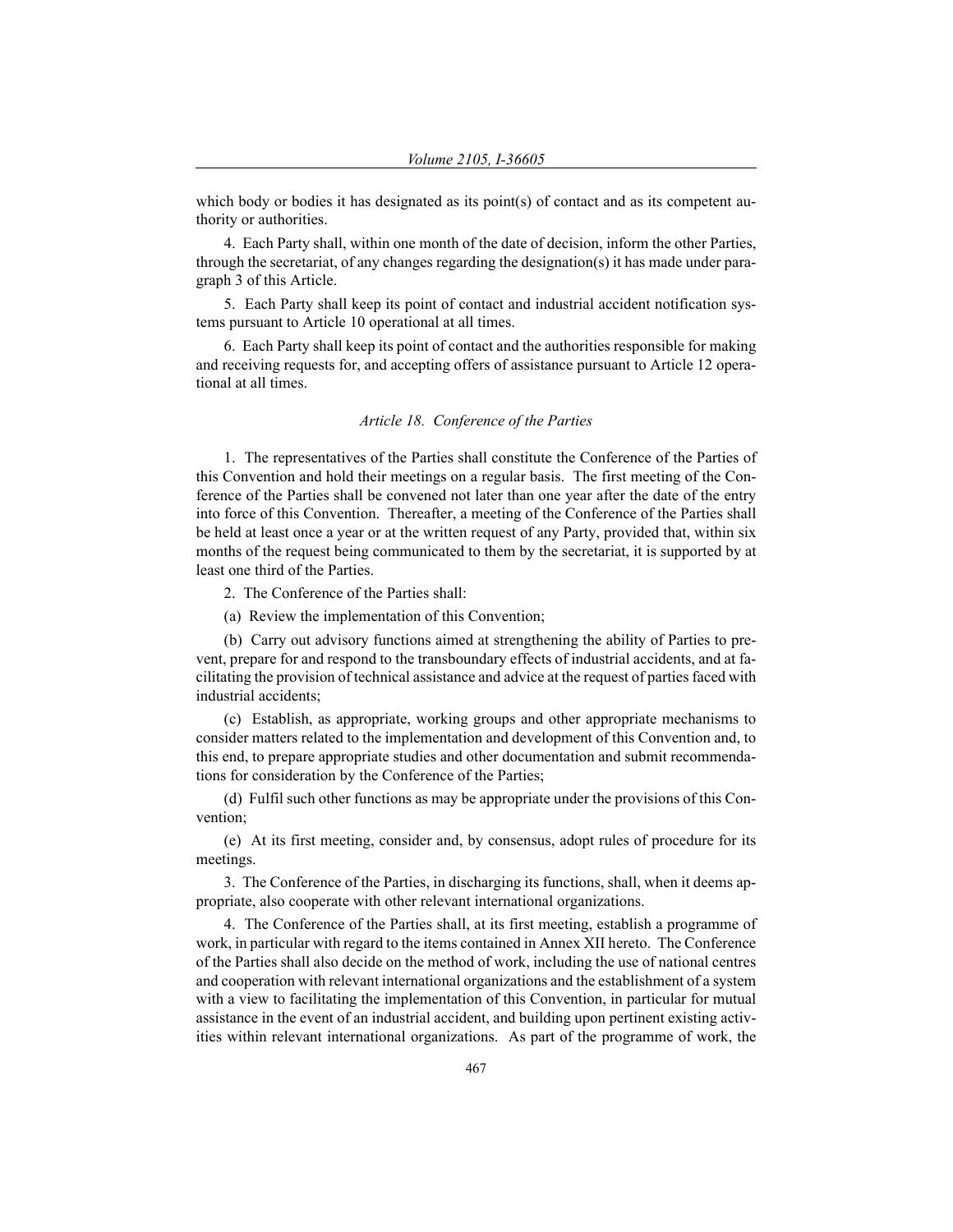which body or bodies it has designated as its point(s) of contact and as its competent authority or authorities.

4. Each Party shall, within one month of the date of decision, inform the other Parties, through the secretariat, of any changes regarding the designation(s) it has made under paragraph 3 of this Article.

5. Each Party shall keep its point of contact and industrial accident notification systems pursuant to Article 10 operational at all times.

6. Each Party shall keep its point of contact and the authorities responsible for making and receiving requests for, and accepting offers of assistance pursuant to Article 12 operational at all times.

### *Article 18. Conference of the Parties*

1. The representatives of the Parties shall constitute the Conference of the Parties of this Convention and hold their meetings on a regular basis. The first meeting of the Conference of the Parties shall be convened not later than one year after the date of the entry into force of this Convention. Thereafter, a meeting of the Conference of the Parties shall be held at least once a year or at the written request of any Party, provided that, within six months of the request being communicated to them by the secretariat, it is supported by at least one third of the Parties.

2. The Conference of the Parties shall:

(a) Review the implementation of this Convention;

(b) Carry out advisory functions aimed at strengthening the ability of Parties to prevent, prepare for and respond to the transboundary effects of industrial accidents, and at facilitating the provision of technical assistance and advice at the request of parties faced with industrial accidents;

(c) Establish, as appropriate, working groups and other appropriate mechanisms to consider matters related to the implementation and development of this Convention and, to this end, to prepare appropriate studies and other documentation and submit recommendations for consideration by the Conference of the Parties;

(d) Fulfil such other functions as may be appropriate under the provisions of this Convention;

(e) At its first meeting, consider and, by consensus, adopt rules of procedure for its meetings.

3. The Conference of the Parties, in discharging its functions, shall, when it deems appropriate, also cooperate with other relevant international organizations.

4. The Conference of the Parties shall, at its first meeting, establish a programme of work, in particular with regard to the items contained in Annex XII hereto. The Conference of the Parties shall also decide on the method of work, including the use of national centres and cooperation with relevant international organizations and the establishment of a system with a view to facilitating the implementation of this Convention, in particular for mutual assistance in the event of an industrial accident, and building upon pertinent existing activities within relevant international organizations. As part of the programme of work, the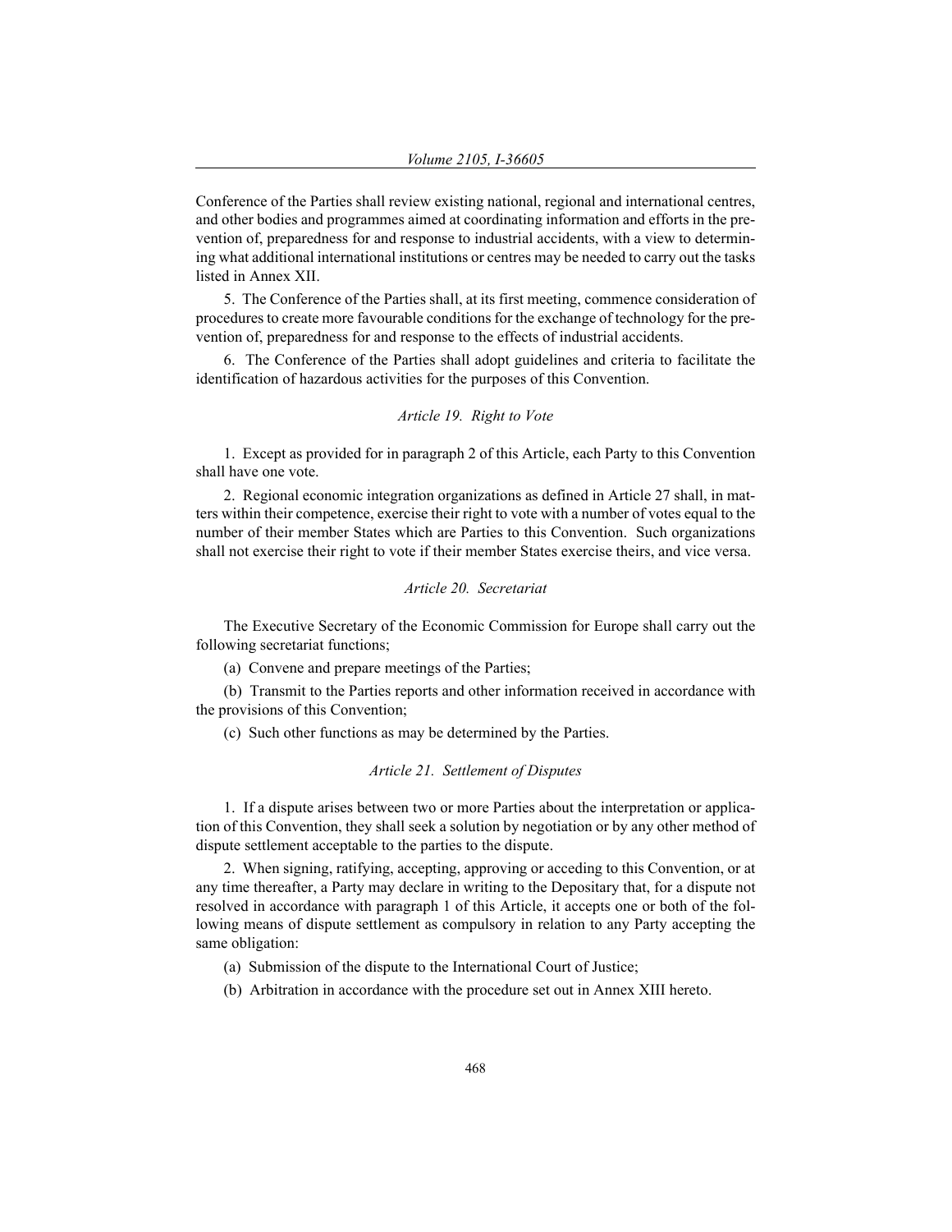Conference of the Parties shall review existing national, regional and international centres, and other bodies and programmes aimed at coordinating information and efforts in the prevention of, preparedness for and response to industrial accidents, with a view to determining what additional international institutions or centres may be needed to carry out the tasks listed in Annex XII.

5. The Conference of the Parties shall, at its first meeting, commence consideration of procedures to create more favourable conditions for the exchange of technology for the prevention of, preparedness for and response to the effects of industrial accidents.

6. The Conference of the Parties shall adopt guidelines and criteria to facilitate the identification of hazardous activities for the purposes of this Convention.

### *Article 19. Right to Vote*

1. Except as provided for in paragraph 2 of this Article, each Party to this Convention shall have one vote.

2. Regional economic integration organizations as defined in Article 27 shall, in matters within their competence, exercise their right to vote with a number of votes equal to the number of their member States which are Parties to this Convention. Such organizations shall not exercise their right to vote if their member States exercise theirs, and vice versa.

### *Article 20. Secretariat*

The Executive Secretary of the Economic Commission for Europe shall carry out the following secretariat functions;

(a) Convene and prepare meetings of the Parties;

(b) Transmit to the Parties reports and other information received in accordance with the provisions of this Convention;

(c) Such other functions as may be determined by the Parties.

### *Article 21. Settlement of Disputes*

1. If a dispute arises between two or more Parties about the interpretation or application of this Convention, they shall seek a solution by negotiation or by any other method of dispute settlement acceptable to the parties to the dispute.

2. When signing, ratifying, accepting, approving or acceding to this Convention, or at any time thereafter, a Party may declare in writing to the Depositary that, for a dispute not resolved in accordance with paragraph 1 of this Article, it accepts one or both of the following means of dispute settlement as compulsory in relation to any Party accepting the same obligation:

(a) Submission of the dispute to the International Court of Justice;

(b) Arbitration in accordance with the procedure set out in Annex XIII hereto.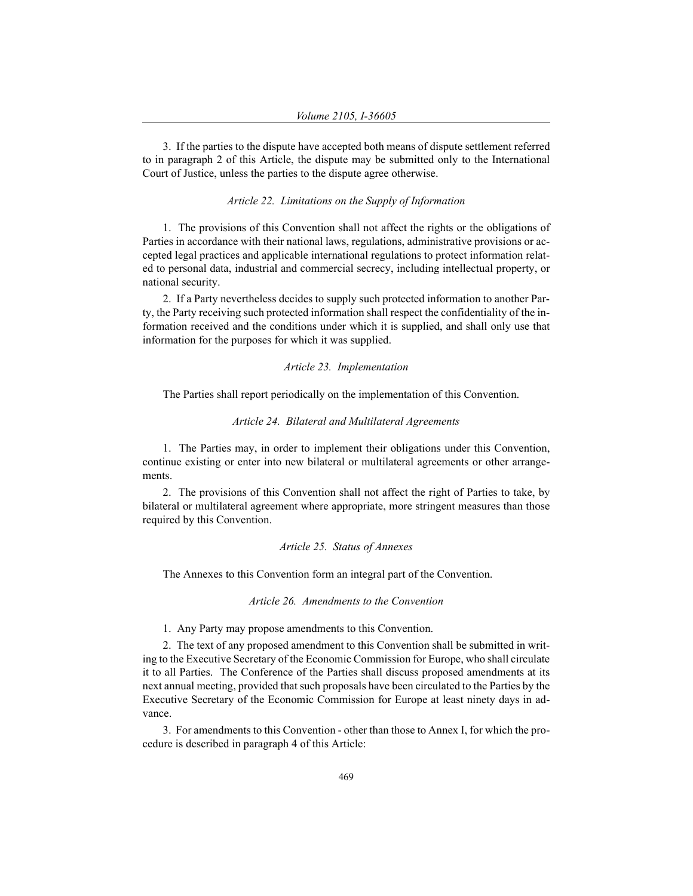3. If the parties to the dispute have accepted both means of dispute settlement referred to in paragraph 2 of this Article, the dispute may be submitted only to the International Court of Justice, unless the parties to the dispute agree otherwise.

### *Article 22. Limitations on the Supply of Information*

1. The provisions of this Convention shall not affect the rights or the obligations of Parties in accordance with their national laws, regulations, administrative provisions or accepted legal practices and applicable international regulations to protect information related to personal data, industrial and commercial secrecy, including intellectual property, or national security.

2. If a Party nevertheless decides to supply such protected information to another Party, the Party receiving such protected information shall respect the confidentiality of the information received and the conditions under which it is supplied, and shall only use that information for the purposes for which it was supplied.

### *Article 23. Implementation*

The Parties shall report periodically on the implementation of this Convention.

### *Article 24. Bilateral and Multilateral Agreements*

1. The Parties may, in order to implement their obligations under this Convention, continue existing or enter into new bilateral or multilateral agreements or other arrangements.

2. The provisions of this Convention shall not affect the right of Parties to take, by bilateral or multilateral agreement where appropriate, more stringent measures than those required by this Convention.

### *Article 25. Status of Annexes*

The Annexes to this Convention form an integral part of the Convention.

### *Article 26. Amendments to the Convention*

1. Any Party may propose amendments to this Convention.

2. The text of any proposed amendment to this Convention shall be submitted in writing to the Executive Secretary of the Economic Commission for Europe, who shall circulate it to all Parties. The Conference of the Parties shall discuss proposed amendments at its next annual meeting, provided that such proposals have been circulated to the Parties by the Executive Secretary of the Economic Commission for Europe at least ninety days in advance.

3. For amendments to this Convention - other than those to Annex I, for which the procedure is described in paragraph 4 of this Article: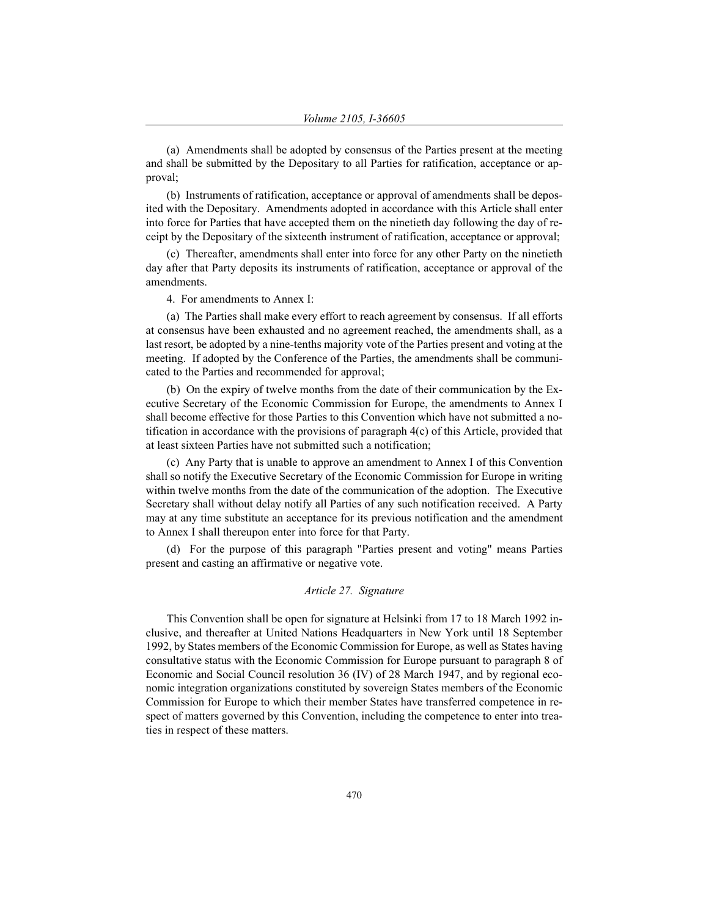(a) Amendments shall be adopted by consensus of the Parties present at the meeting and shall be submitted by the Depositary to all Parties for ratification, acceptance or approval;

(b) Instruments of ratification, acceptance or approval of amendments shall be deposited with the Depositary. Amendments adopted in accordance with this Article shall enter into force for Parties that have accepted them on the ninetieth day following the day of receipt by the Depositary of the sixteenth instrument of ratification, acceptance or approval;

(c) Thereafter, amendments shall enter into force for any other Party on the ninetieth day after that Party deposits its instruments of ratification, acceptance or approval of the amendments.

4. For amendments to Annex I:

(a) The Parties shall make every effort to reach agreement by consensus. If all efforts at consensus have been exhausted and no agreement reached, the amendments shall, as a last resort, be adopted by a nine-tenths majority vote of the Parties present and voting at the meeting. If adopted by the Conference of the Parties, the amendments shall be communicated to the Parties and recommended for approval;

(b) On the expiry of twelve months from the date of their communication by the Executive Secretary of the Economic Commission for Europe, the amendments to Annex I shall become effective for those Parties to this Convention which have not submitted a notification in accordance with the provisions of paragraph 4(c) of this Article, provided that at least sixteen Parties have not submitted such a notification;

(c) Any Party that is unable to approve an amendment to Annex I of this Convention shall so notify the Executive Secretary of the Economic Commission for Europe in writing within twelve months from the date of the communication of the adoption. The Executive Secretary shall without delay notify all Parties of any such notification received. A Party may at any time substitute an acceptance for its previous notification and the amendment to Annex I shall thereupon enter into force for that Party.

(d) For the purpose of this paragraph "Parties present and voting" means Parties present and casting an affirmative or negative vote.

### *Article 27. Signature*

This Convention shall be open for signature at Helsinki from 17 to 18 March 1992 inclusive, and thereafter at United Nations Headquarters in New York until 18 September 1992, by States members of the Economic Commission for Europe, as well as States having consultative status with the Economic Commission for Europe pursuant to paragraph 8 of Economic and Social Council resolution 36 (IV) of 28 March 1947, and by regional economic integration organizations constituted by sovereign States members of the Economic Commission for Europe to which their member States have transferred competence in respect of matters governed by this Convention, including the competence to enter into treaties in respect of these matters.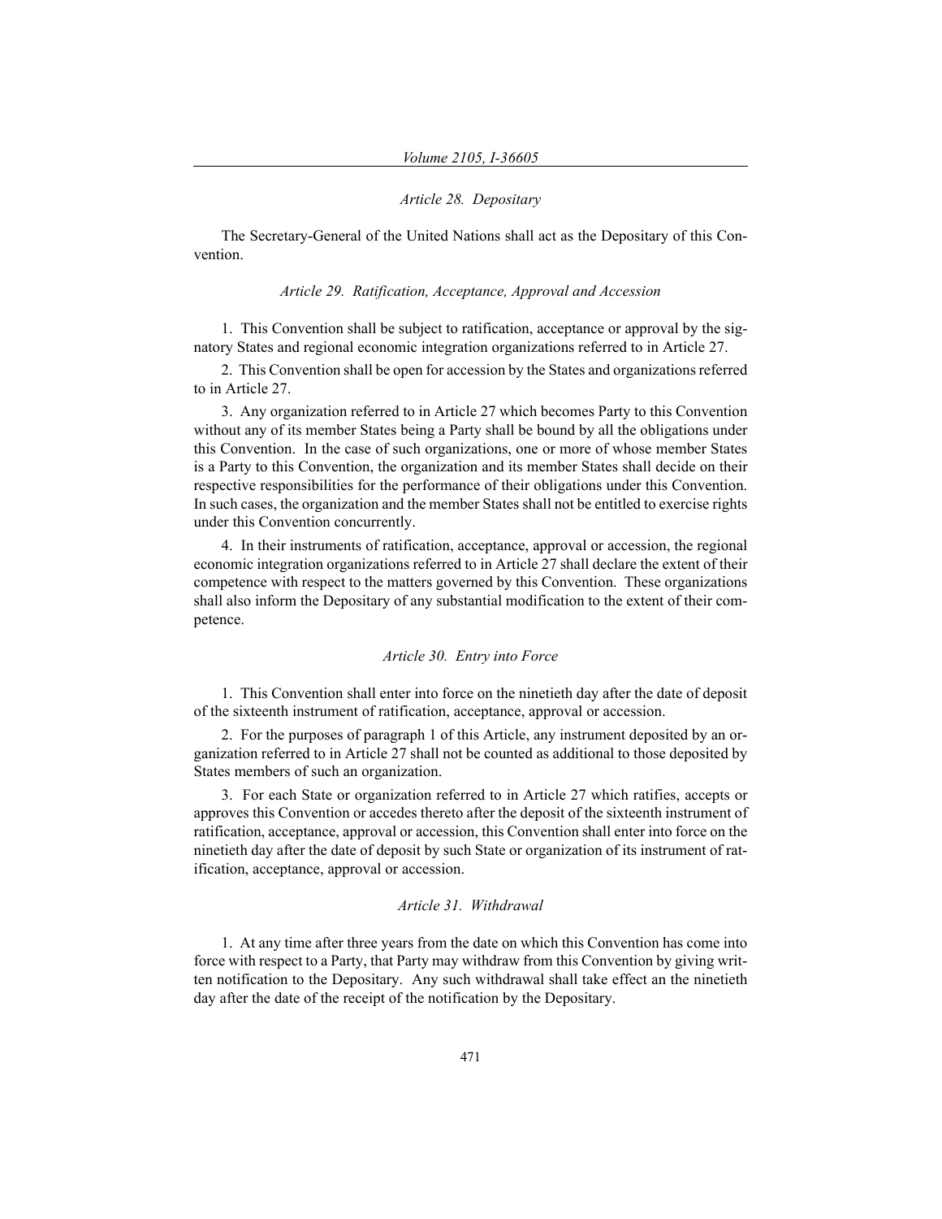### *Article 28. Depositary*

The Secretary-General of the United Nations shall act as the Depositary of this Convention.

### *Article 29. Ratification, Acceptance, Approval and Accession*

1. This Convention shall be subject to ratification, acceptance or approval by the signatory States and regional economic integration organizations referred to in Article 27.

2. This Convention shall be open for accession by the States and organizations referred to in Article 27.

3. Any organization referred to in Article 27 which becomes Party to this Convention without any of its member States being a Party shall be bound by all the obligations under this Convention. In the case of such organizations, one or more of whose member States is a Party to this Convention, the organization and its member States shall decide on their respective responsibilities for the performance of their obligations under this Convention. In such cases, the organization and the member States shall not be entitled to exercise rights under this Convention concurrently.

4. In their instruments of ratification, acceptance, approval or accession, the regional economic integration organizations referred to in Article 27 shall declare the extent of their competence with respect to the matters governed by this Convention. These organizations shall also inform the Depositary of any substantial modification to the extent of their competence.

### *Article 30. Entry into Force*

1. This Convention shall enter into force on the ninetieth day after the date of deposit of the sixteenth instrument of ratification, acceptance, approval or accession.

2. For the purposes of paragraph 1 of this Article, any instrument deposited by an organization referred to in Article 27 shall not be counted as additional to those deposited by States members of such an organization.

3. For each State or organization referred to in Article 27 which ratifies, accepts or approves this Convention or accedes thereto after the deposit of the sixteenth instrument of ratification, acceptance, approval or accession, this Convention shall enter into force on the ninetieth day after the date of deposit by such State or organization of its instrument of ratification, acceptance, approval or accession.

### *Article 31. Withdrawal*

1. At any time after three years from the date on which this Convention has come into force with respect to a Party, that Party may withdraw from this Convention by giving written notification to the Depositary. Any such withdrawal shall take effect an the ninetieth day after the date of the receipt of the notification by the Depositary.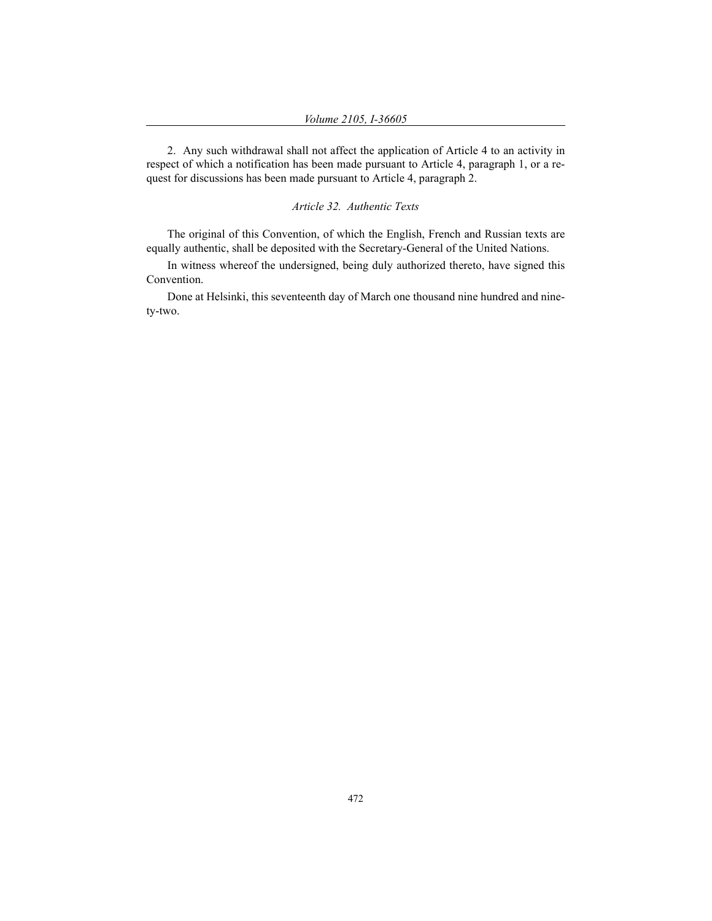2. Any such withdrawal shall not affect the application of Article 4 to an activity in respect of which a notification has been made pursuant to Article 4, paragraph 1, or a request for discussions has been made pursuant to Article 4, paragraph 2.

*Article 32. Authentic Texts*

The original of this Convention, of which the English, French and Russian texts are equally authentic, shall be deposited with the Secretary-General of the United Nations.

In witness whereof the undersigned, being duly authorized thereto, have signed this Convention.

Done at Helsinki, this seventeenth day of March one thousand nine hundred and ninety-two.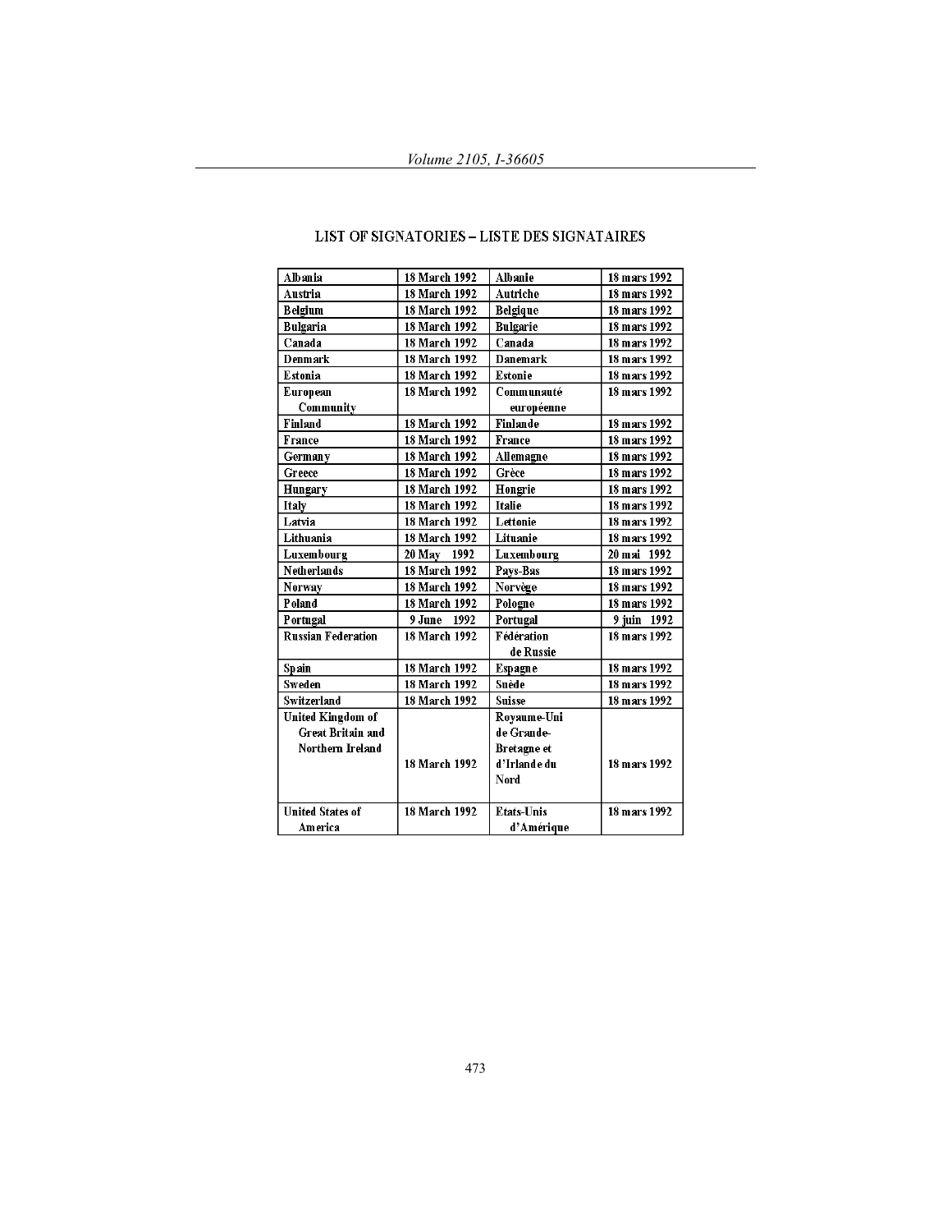## LIST OF SIGNATORIES – LISTE DES SIGNATAIRES

| | | | |
|---|---|---|---|
| Albania | 18 March 1992 | Albanie | 18 mars 1992 |
| Austria | 18 March 1992 | Autriche | 18 mars 1992 |
| Belgium | 18 March 1992 | Belgique | 18 mars 1992 |
| Bulgaria | 18 March 1992 | Bulgarie | 18 mars 1992 |
| Canada | 18 March 1992 | Canada | 18 mars 1992 |
| Denmark | 18 March 1992 | Danemark | 18 mars 1992 |
| Estonia | 18 March 1992 | Estonie | 18 mars 1992 |
| European Community | 18 March 1992 | Communauté européenne | 18 mars 1992 |
| Finland | 18 March 1992 | Finlande | 18 mars 1992 |
| France | 18 March 1992 | France | 18 mars 1992 |
| Germany | 18 March 1992 | Allemagne | 18 mars 1992 |
| Greece | 18 March 1992 | Grèce | 18 mars 1992 |
| Hungary | 18 March 1992 | Hongrie | 18 mars 1992 |
| Italy | 18 March 1992 | Italie | 18 mars 1992 |
| Latvia | 18 March 1992 | Lettonie | 18 mars 1992 |
| Lithuania | 18 March 1992 | Lituanie | 18 mars 1992 |
| Luxembourg | 20 May 1992 | Luxembourg | 20 mai 1992 |
| Netherlands | 18 March 1992 | Pays-Bas | 18 mars 1992 |
| Norway | 18 March 1992 | Norvège | 18 mars 1992 |
| Poland | 18 March 1992 | Pologne | 18 mars 1992 |
| Portugal | 9 June 1992 | Portugal | 9 juin 1992 |
| Russian Federation | 18 March 1992 | Fédération de Russie | 18 mars 1992 |
| Spain | 18 March 1992 | Espagne | 18 mars 1992 |
| Sweden | 18 March 1992 | Suède | 18 mars 1992 |
| Switzerland | 18 March 1992 | Suisse | 18 mars 1992 |
| United Kingdom of Great Britain and Northern Ireland | 18 March 1992 | Royaume-Uni de Grande-Bretagne et d'Irlande du Nord | 18 mars 1992 |
| United States of America | 18 March 1992 | Etats-Unis d'Amérique | 18 mars 1992 |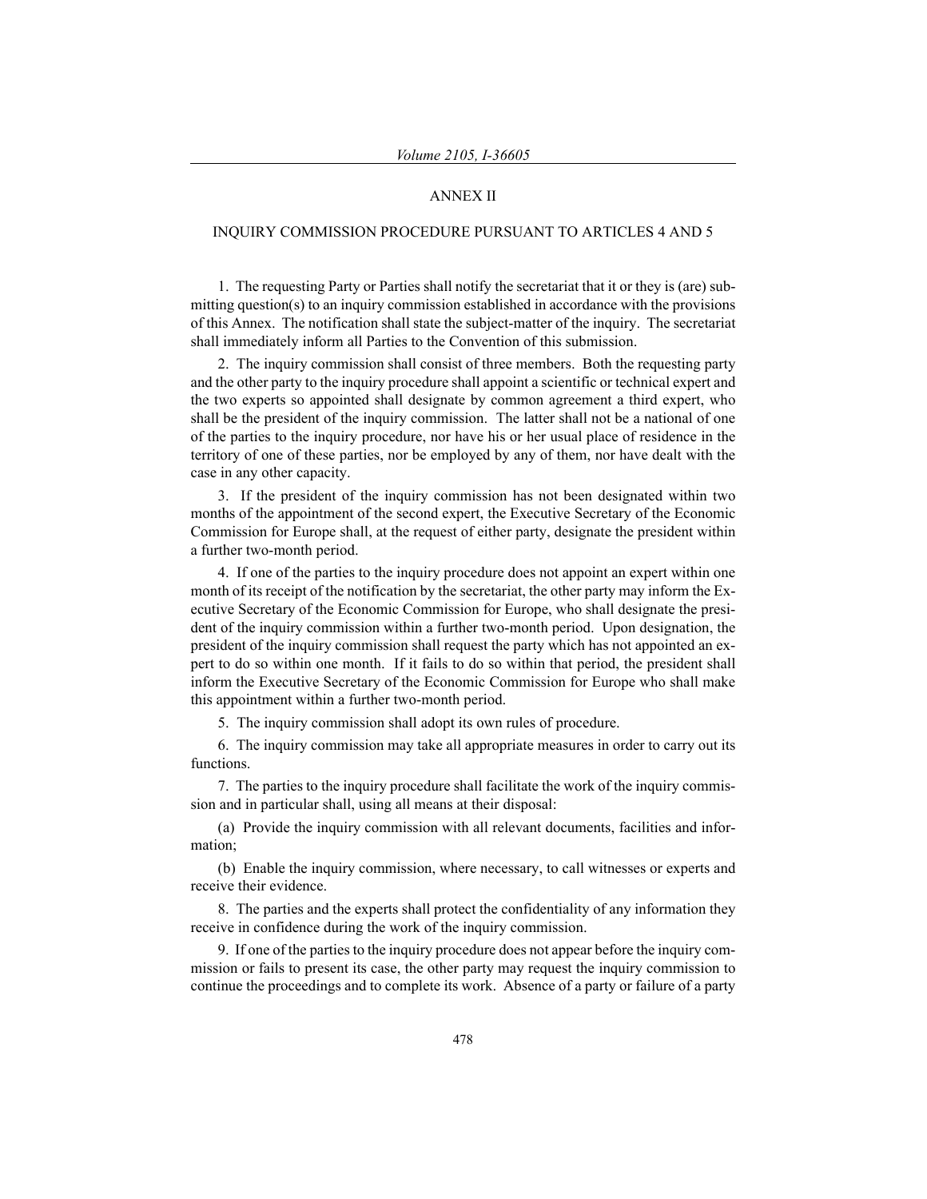## ANNEX II

## INQUIRY COMMISSION PROCEDURE PURSUANT TO ARTICLES 4 AND 5

1. The requesting Party or Parties shall notify the secretariat that it or they is (are) submitting question(s) to an inquiry commission established in accordance with the provisions of this Annex. The notification shall state the subject-matter of the inquiry. The secretariat shall immediately inform all Parties to the Convention of this submission.

2. The inquiry commission shall consist of three members. Both the requesting party and the other party to the inquiry procedure shall appoint a scientific or technical expert and the two experts so appointed shall designate by common agreement a third expert, who shall be the president of the inquiry commission. The latter shall not be a national of one of the parties to the inquiry procedure, nor have his or her usual place of residence in the territory of one of these parties, nor be employed by any of them, nor have dealt with the case in any other capacity.

3. If the president of the inquiry commission has not been designated within two months of the appointment of the second expert, the Executive Secretary of the Economic Commission for Europe shall, at the request of either party, designate the president within a further two-month period.

4. If one of the parties to the inquiry procedure does not appoint an expert within one month of its receipt of the notification by the secretariat, the other party may inform the Executive Secretary of the Economic Commission for Europe, who shall designate the president of the inquiry commission within a further two-month period. Upon designation, the president of the inquiry commission shall request the party which has not appointed an expert to do so within one month. If it fails to do so within that period, the president shall inform the Executive Secretary of the Economic Commission for Europe who shall make this appointment within a further two-month period.

5. The inquiry commission shall adopt its own rules of procedure.

6. The inquiry commission may take all appropriate measures in order to carry out its functions.

7. The parties to the inquiry procedure shall facilitate the work of the inquiry commission and in particular shall, using all means at their disposal:

(a) Provide the inquiry commission with all relevant documents, facilities and information;

(b) Enable the inquiry commission, where necessary, to call witnesses or experts and receive their evidence.

8. The parties and the experts shall protect the confidentiality of any information they receive in confidence during the work of the inquiry commission.

9. If one of the parties to the inquiry procedure does not appear before the inquiry commission or fails to present its case, the other party may request the inquiry commission to continue the proceedings and to complete its work. Absence of a party or failure of a party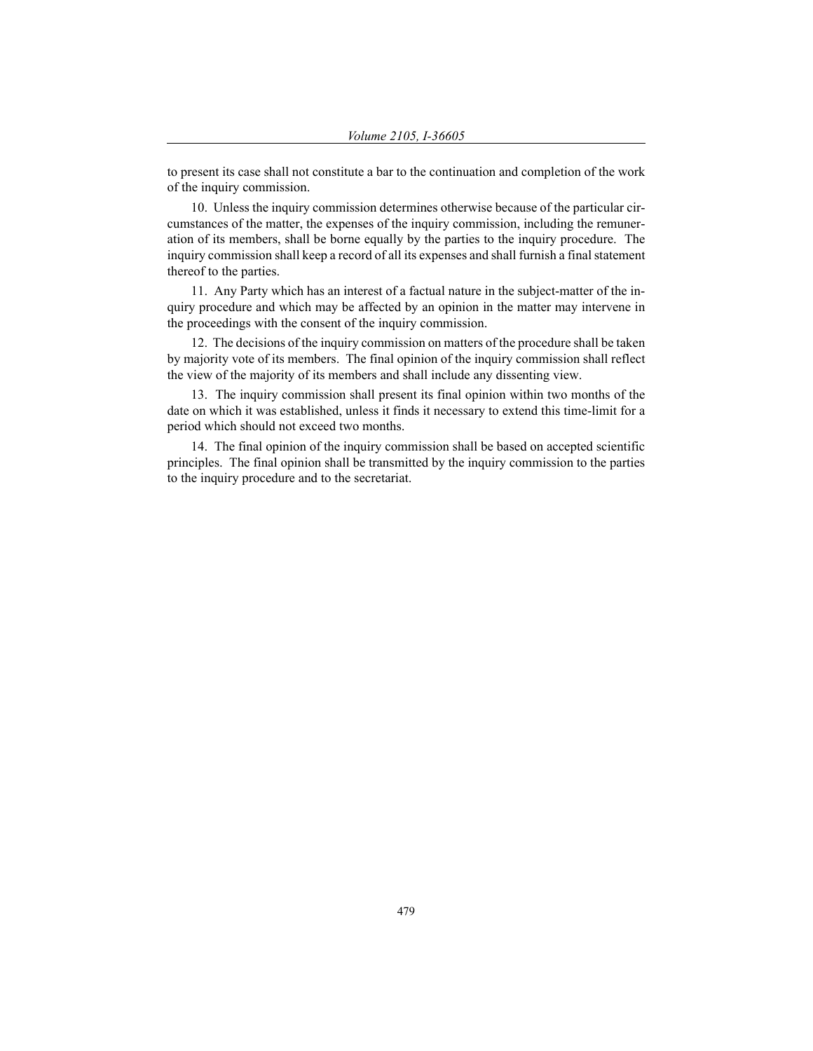to present its case shall not constitute a bar to the continuation and completion of the work of the inquiry commission.

10. Unless the inquiry commission determines otherwise because of the particular circumstances of the matter, the expenses of the inquiry commission, including the remuneration of its members, shall be borne equally by the parties to the inquiry procedure. The inquiry commission shall keep a record of all its expenses and shall furnish a final statement thereof to the parties.

11. Any Party which has an interest of a factual nature in the subject-matter of the inquiry procedure and which may be affected by an opinion in the matter may intervene in the proceedings with the consent of the inquiry commission.

12. The decisions of the inquiry commission on matters of the procedure shall be taken by majority vote of its members. The final opinion of the inquiry commission shall reflect the view of the majority of its members and shall include any dissenting view.

13. The inquiry commission shall present its final opinion within two months of the date on which it was established, unless it finds it necessary to extend this time-limit for a period which should not exceed two months.

14. The final opinion of the inquiry commission shall be based on accepted scientific principles. The final opinion shall be transmitted by the inquiry commission to the parties to the inquiry procedure and to the secretariat.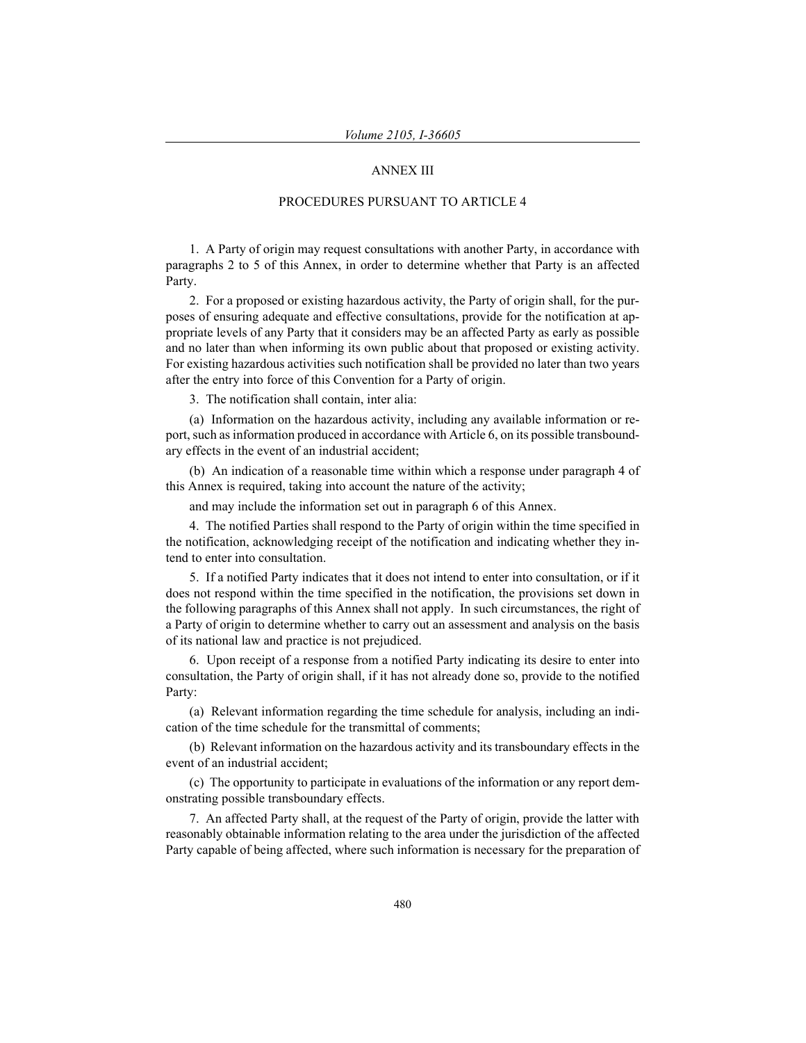## ANNEX III

## PROCEDURES PURSUANT TO ARTICLE 4

1. A Party of origin may request consultations with another Party, in accordance with paragraphs 2 to 5 of this Annex, in order to determine whether that Party is an affected Party.

2. For a proposed or existing hazardous activity, the Party of origin shall, for the purposes of ensuring adequate and effective consultations, provide for the notification at appropriate levels of any Party that it considers may be an affected Party as early as possible and no later than when informing its own public about that proposed or existing activity. For existing hazardous activities such notification shall be provided no later than two years after the entry into force of this Convention for a Party of origin.

3. The notification shall contain, inter alia:

(a) Information on the hazardous activity, including any available information or report, such as information produced in accordance with Article 6, on its possible transboundary effects in the event of an industrial accident;

(b) An indication of a reasonable time within which a response under paragraph 4 of this Annex is required, taking into account the nature of the activity;

and may include the information set out in paragraph 6 of this Annex.

4. The notified Parties shall respond to the Party of origin within the time specified in the notification, acknowledging receipt of the notification and indicating whether they intend to enter into consultation.

5. If a notified Party indicates that it does not intend to enter into consultation, or if it does not respond within the time specified in the notification, the provisions set down in the following paragraphs of this Annex shall not apply. In such circumstances, the right of a Party of origin to determine whether to carry out an assessment and analysis on the basis of its national law and practice is not prejudiced.

6. Upon receipt of a response from a notified Party indicating its desire to enter into consultation, the Party of origin shall, if it has not already done so, provide to the notified Party:

(a) Relevant information regarding the time schedule for analysis, including an indication of the time schedule for the transmittal of comments;

(b) Relevant information on the hazardous activity and its transboundary effects in the event of an industrial accident;

(c) The opportunity to participate in evaluations of the information or any report demonstrating possible transboundary effects.

7. An affected Party shall, at the request of the Party of origin, provide the latter with reasonably obtainable information relating to the area under the jurisdiction of the affected Party capable of being affected, where such information is necessary for the preparation of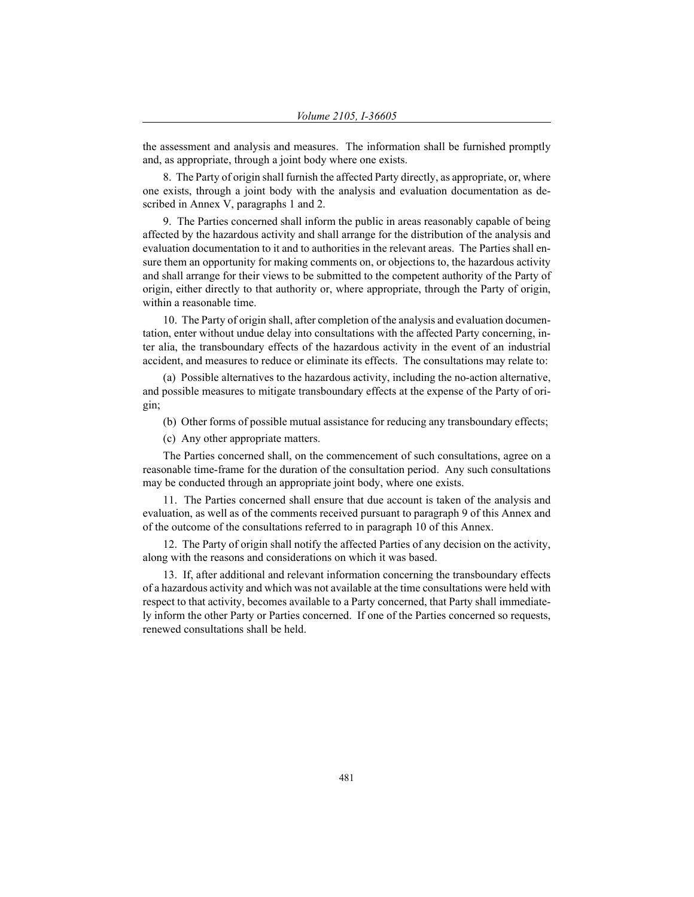the assessment and analysis and measures. The information shall be furnished promptly and, as appropriate, through a joint body where one exists.

8. The Party of origin shall furnish the affected Party directly, as appropriate, or, where one exists, through a joint body with the analysis and evaluation documentation as described in Annex V, paragraphs 1 and 2.

9. The Parties concerned shall inform the public in areas reasonably capable of being affected by the hazardous activity and shall arrange for the distribution of the analysis and evaluation documentation to it and to authorities in the relevant areas. The Parties shall ensure them an opportunity for making comments on, or objections to, the hazardous activity and shall arrange for their views to be submitted to the competent authority of the Party of origin, either directly to that authority or, where appropriate, through the Party of origin, within a reasonable time.

10. The Party of origin shall, after completion of the analysis and evaluation documentation, enter without undue delay into consultations with the affected Party concerning, inter alia, the transboundary effects of the hazardous activity in the event of an industrial accident, and measures to reduce or eliminate its effects. The consultations may relate to:

(a) Possible alternatives to the hazardous activity, including the no-action alternative, and possible measures to mitigate transboundary effects at the expense of the Party of origin;

(b) Other forms of possible mutual assistance for reducing any transboundary effects;

(c) Any other appropriate matters.

The Parties concerned shall, on the commencement of such consultations, agree on a reasonable time-frame for the duration of the consultation period. Any such consultations may be conducted through an appropriate joint body, where one exists.

11. The Parties concerned shall ensure that due account is taken of the analysis and evaluation, as well as of the comments received pursuant to paragraph 9 of this Annex and of the outcome of the consultations referred to in paragraph 10 of this Annex.

12. The Party of origin shall notify the affected Parties of any decision on the activity, along with the reasons and considerations on which it was based.

13. If, after additional and relevant information concerning the transboundary effects of a hazardous activity and which was not available at the time consultations were held with respect to that activity, becomes available to a Party concerned, that Party shall immediately inform the other Party or Parties concerned. If one of the Parties concerned so requests, renewed consultations shall be held.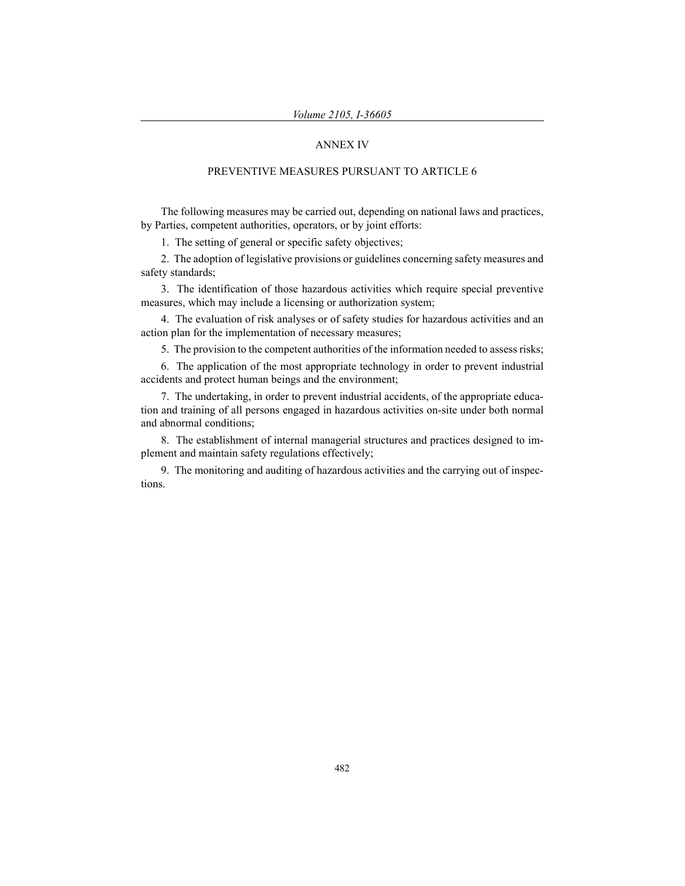## ANNEX IV

## PREVENTIVE MEASURES PURSUANT TO ARTICLE 6

The following measures may be carried out, depending on national laws and practices, by Parties, competent authorities, operators, or by joint efforts:

1. The setting of general or specific safety objectives;

2. The adoption of legislative provisions or guidelines concerning safety measures and safety standards;

3. The identification of those hazardous activities which require special preventive measures, which may include a licensing or authorization system;

4. The evaluation of risk analyses or of safety studies for hazardous activities and an action plan for the implementation of necessary measures;

5. The provision to the competent authorities of the information needed to assess risks;

6. The application of the most appropriate technology in order to prevent industrial accidents and protect human beings and the environment;

7. The undertaking, in order to prevent industrial accidents, of the appropriate education and training of all persons engaged in hazardous activities on-site under both normal and abnormal conditions;

8. The establishment of internal managerial structures and practices designed to implement and maintain safety regulations effectively;

9. The monitoring and auditing of hazardous activities and the carrying out of inspections.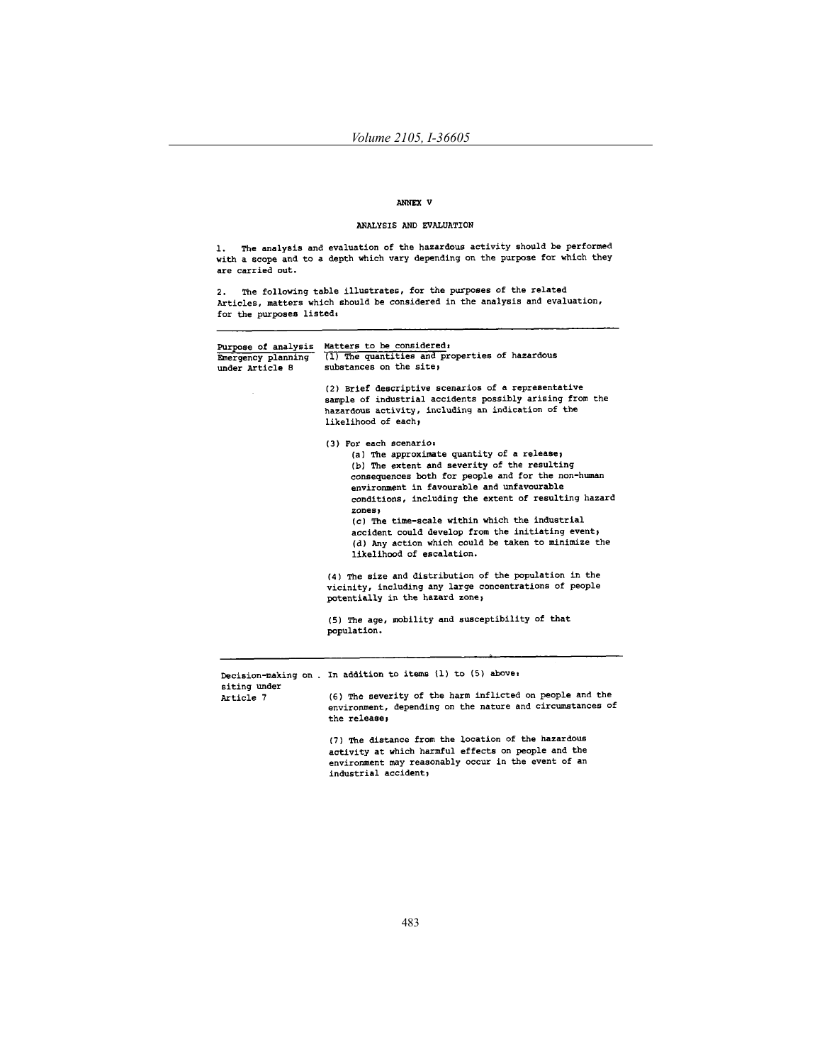# ANNEX V

## ANALYSIS AND EVALUATION

1. The analysis and evaluation of the hazardous activity should be performed with a scope and to a depth which vary depending on the purpose for which they are carried out.

2. The following table illustrates, for the purposes of the related Articles, matters which should be considered in the analysis and evaluation, for the purposes listed:

| Purpose of analysis | Matters to be considered: |
|---|---|
| Emergency planning under Article 8 | (1) The quantities and properties of hazardous substances on the site; <br><br> (2) Brief descriptive scenarios of a representative sample of industrial accidents possibly arising from the hazardous activity, including an indication of the likelihood of each; <br><br> (3) For each scenario: <br> (a) The approximate quantity of a release; <br> (b) The extent and severity of the resulting consequences both for people and for the non-human environment in favourable and unfavourable conditions, including the extent of resulting hazard zones; <br> (c) The time-scale within which the industrial accident could develop from the initiating event; <br> (d) Any action which could be taken to minimize the likelihood of escalation. <br><br> (4) The size and distribution of the population in the vicinity, including any large concentrations of people potentially in the hazard zone; <br><br> (5) The age, mobility and susceptibility of that population. |
| Decision-making on siting under Article 7 | In addition to items (1) to (5) above: <br><br> (6) The severity of the harm inflicted on people and the environment, depending on the nature and circumstances of the release; <br><br> (7) The distance from the location of the hazardous activity at which harmful effects on people and the environment may reasonably occur in the event of an industrial accident; |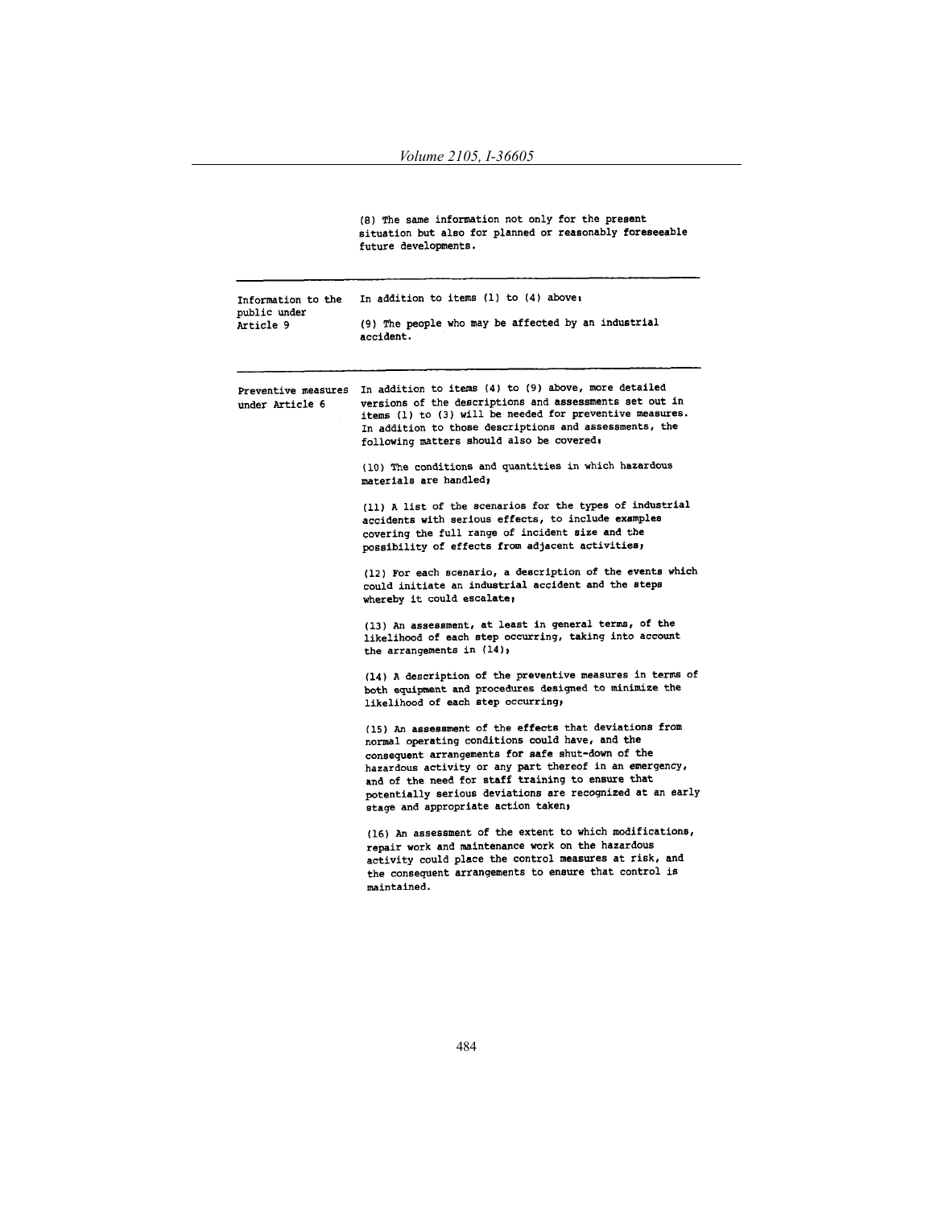| | |
|---|---|
| | (8) The same information not only for the present situation but also for planned or reasonably foreseeable future developments. |
| Information to the public under Article 9 | In addition to items (1) to (4) above: <br><br> (9) The people who may be affected by an industrial accident. |
| Preventive measures under Article 6 | In addition to items (4) to (9) above, more detailed versions of the descriptions and assessments set out in items (1) to (3) will be needed for preventive measures. In addition to those descriptions and assessments, the following matters should also be covered: <br><br> (10) The conditions and quantities in which hazardous materials are handled; <br><br> (11) A list of the scenarios for the types of industrial accidents with serious effects, to include examples covering the full range of incident size and the possibility of effects from adjacent activities; <br><br> (12) For each scenario, a description of the events which could initiate an industrial accident and the steps whereby it could escalate; <br><br> (13) An assessment, at least in general terms, of the likelihood of each step occurring, taking into account the arrangements in (14); <br><br> (14) A description of the preventive measures in terms of both equipment and procedures designed to minimize the likelihood of each step occurring; <br><br> (15) An assessment of the effects that deviations from normal operating conditions could have, and the consequent arrangements for safe shut-down of the hazardous activity or any part thereof in an emergency, and of the need for staff training to ensure that potentially serious deviations are recognized at an early stage and appropriate action taken; <br><br> (16) An assessment of the extent to which modifications, repair work and maintenance work on the hazardous activity could place the control measures at risk, and the consequent arrangements to ensure that control is maintained. |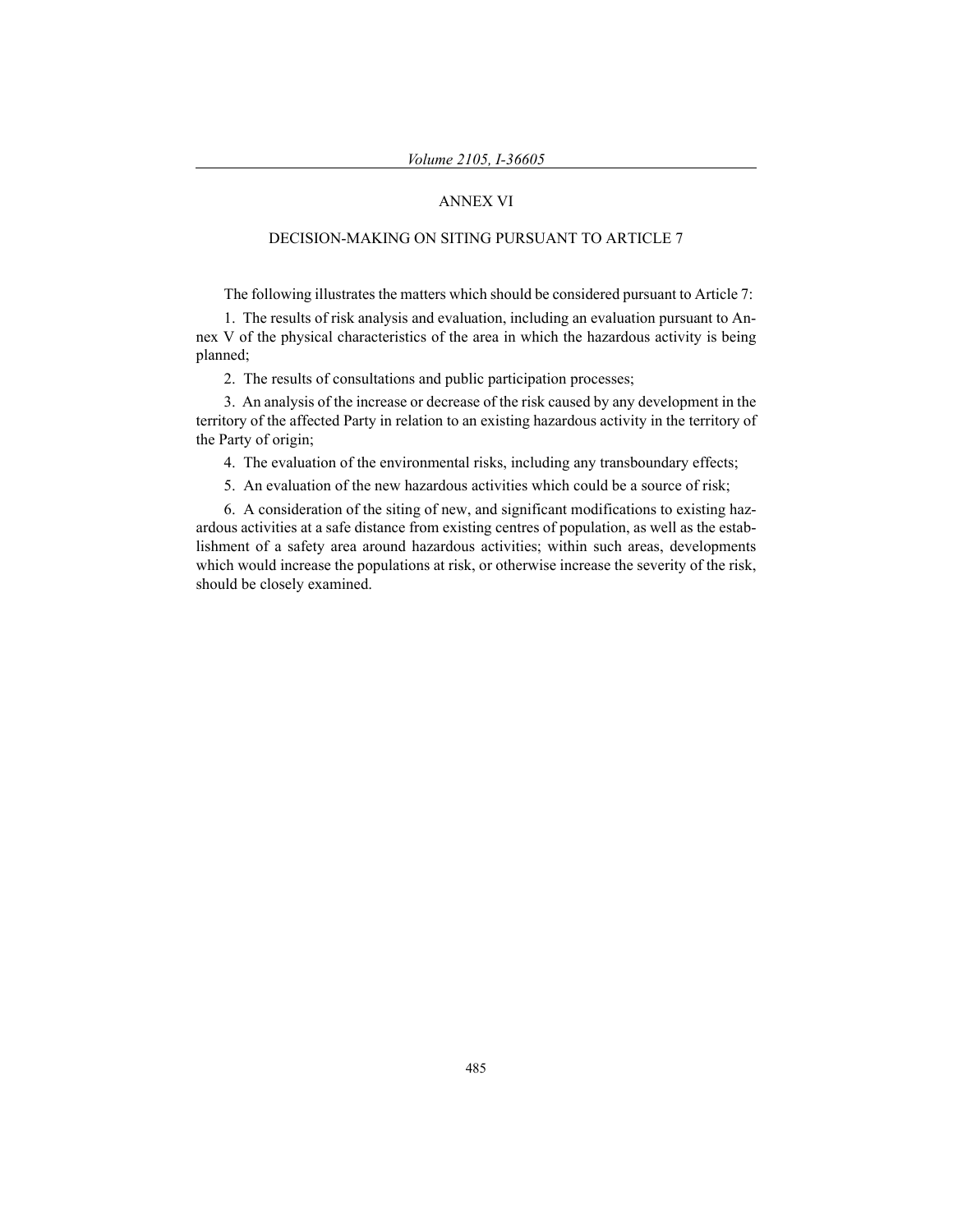# ANNEX VI

## DECISION-MAKING ON SITING PURSUANT TO ARTICLE 7

The following illustrates the matters which should be considered pursuant to Article 7:

1. The results of risk analysis and evaluation, including an evaluation pursuant to Annex V of the physical characteristics of the area in which the hazardous activity is being planned;

2. The results of consultations and public participation processes;

3. An analysis of the increase or decrease of the risk caused by any development in the territory of the affected Party in relation to an existing hazardous activity in the territory of the Party of origin;

4. The evaluation of the environmental risks, including any transboundary effects;

5. An evaluation of the new hazardous activities which could be a source of risk;

6. A consideration of the siting of new, and significant modifications to existing hazardous activities at a safe distance from existing centres of population, as well as the establishment of a safety area around hazardous activities; within such areas, developments which would increase the populations at risk, or otherwise increase the severity of the risk, should be closely examined.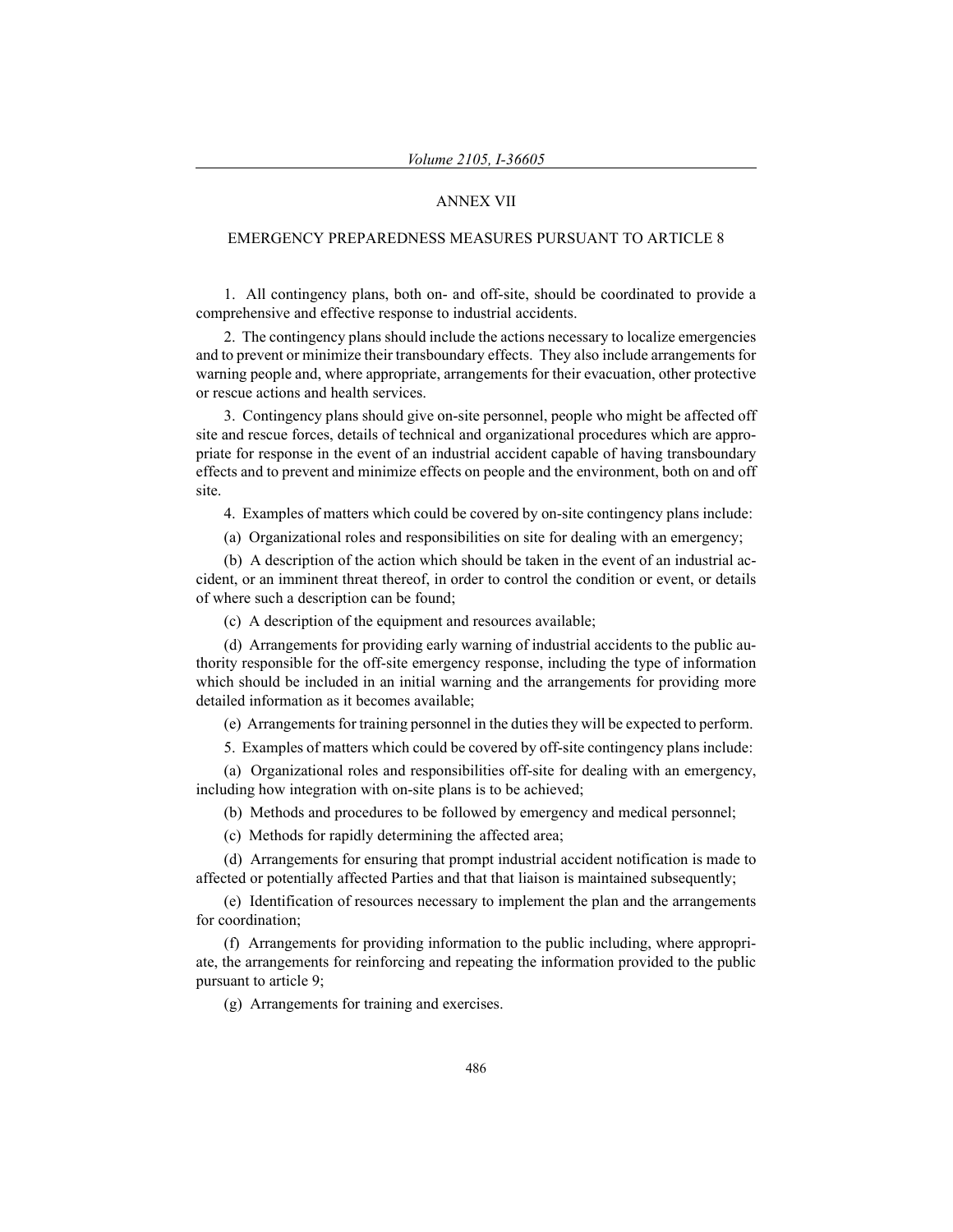## ANNEX VII

## EMERGENCY PREPAREDNESS MEASURES PURSUANT TO ARTICLE 8

1. All contingency plans, both on- and off-site, should be coordinated to provide a comprehensive and effective response to industrial accidents.

2. The contingency plans should include the actions necessary to localize emergencies and to prevent or minimize their transboundary effects. They also include arrangements for warning people and, where appropriate, arrangements for their evacuation, other protective or rescue actions and health services.

3. Contingency plans should give on-site personnel, people who might be affected off site and rescue forces, details of technical and organizational procedures which are appropriate for response in the event of an industrial accident capable of having transboundary effects and to prevent and minimize effects on people and the environment, both on and off site.

4. Examples of matters which could be covered by on-site contingency plans include:

(a) Organizational roles and responsibilities on site for dealing with an emergency;

(b) A description of the action which should be taken in the event of an industrial accident, or an imminent threat thereof, in order to control the condition or event, or details of where such a description can be found;

(c) A description of the equipment and resources available;

(d) Arrangements for providing early warning of industrial accidents to the public authority responsible for the off-site emergency response, including the type of information which should be included in an initial warning and the arrangements for providing more detailed information as it becomes available;

(e) Arrangements for training personnel in the duties they will be expected to perform.

5. Examples of matters which could be covered by off-site contingency plans include:

(a) Organizational roles and responsibilities off-site for dealing with an emergency, including how integration with on-site plans is to be achieved;

(b) Methods and procedures to be followed by emergency and medical personnel;

(c) Methods for rapidly determining the affected area;

(d) Arrangements for ensuring that prompt industrial accident notification is made to affected or potentially affected Parties and that that liaison is maintained subsequently;

(e) Identification of resources necessary to implement the plan and the arrangements for coordination;

(f) Arrangements for providing information to the public including, where appropriate, the arrangements for reinforcing and repeating the information provided to the public pursuant to article 9;

(g) Arrangements for training and exercises.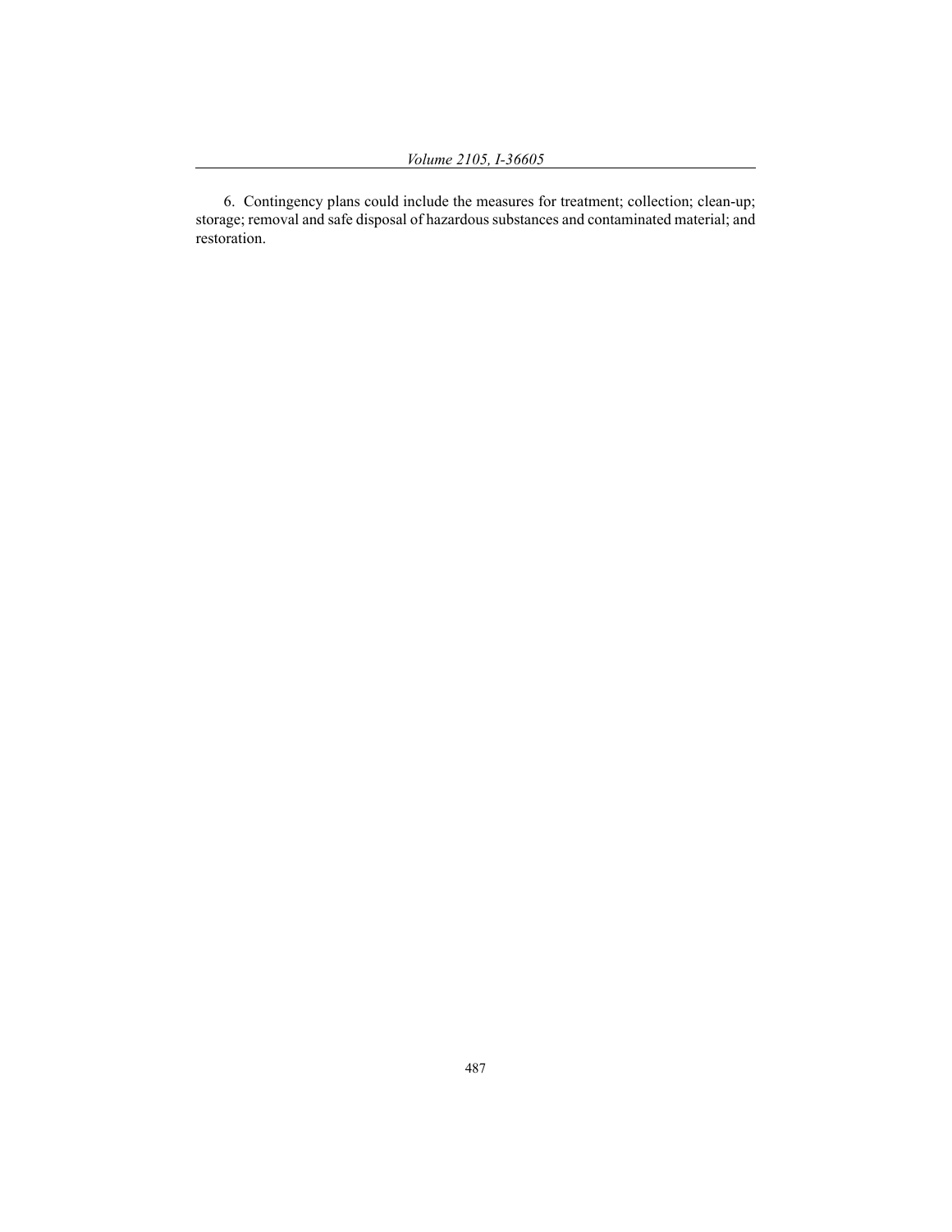6. Contingency plans could include the measures for treatment; collection; clean-up; storage; removal and safe disposal of hazardous substances and contaminated material; and restoration.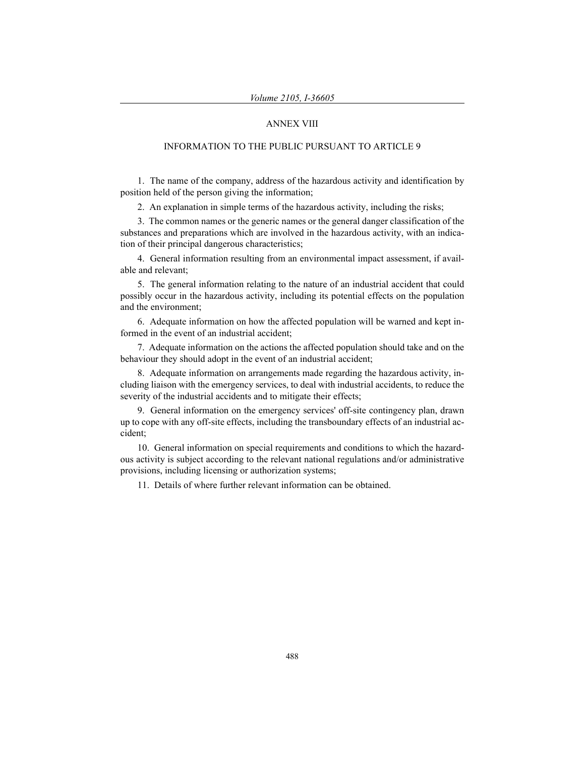## ANNEX VIII

## INFORMATION TO THE PUBLIC PURSUANT TO ARTICLE 9

1. The name of the company, address of the hazardous activity and identification by position held of the person giving the information;

2. An explanation in simple terms of the hazardous activity, including the risks;

3. The common names or the generic names or the general danger classification of the substances and preparations which are involved in the hazardous activity, with an indication of their principal dangerous characteristics;

4. General information resulting from an environmental impact assessment, if available and relevant;

5. The general information relating to the nature of an industrial accident that could possibly occur in the hazardous activity, including its potential effects on the population and the environment;

6. Adequate information on how the affected population will be warned and kept informed in the event of an industrial accident;

7. Adequate information on the actions the affected population should take and on the behaviour they should adopt in the event of an industrial accident;

8. Adequate information on arrangements made regarding the hazardous activity, including liaison with the emergency services, to deal with industrial accidents, to reduce the severity of the industrial accidents and to mitigate their effects;

9. General information on the emergency services' off-site contingency plan, drawn up to cope with any off-site effects, including the transboundary effects of an industrial accident;

10. General information on special requirements and conditions to which the hazardous activity is subject according to the relevant national regulations and/or administrative provisions, including licensing or authorization systems;

11. Details of where further relevant information can be obtained.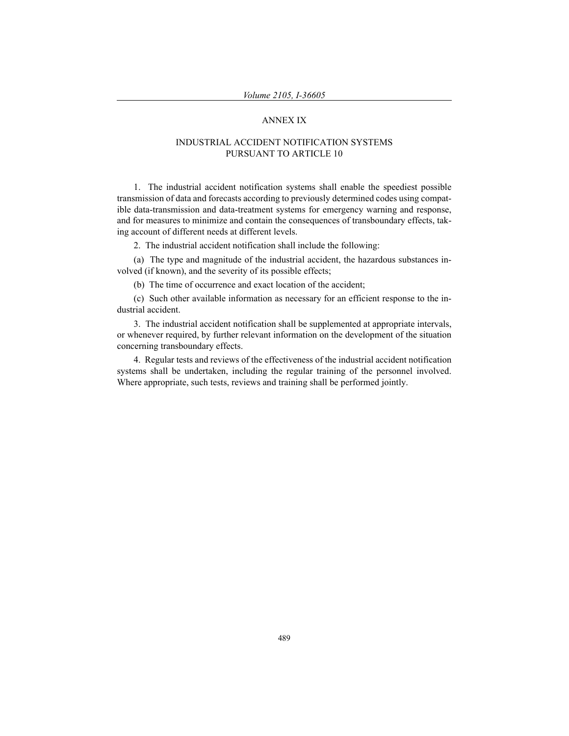# ANNEX IX

## INDUSTRIAL ACCIDENT NOTIFICATION SYSTEMS PURSUANT TO ARTICLE 10

1. The industrial accident notification systems shall enable the speediest possible transmission of data and forecasts according to previously determined codes using compatible data-transmission and data-treatment systems for emergency warning and response, and for measures to minimize and contain the consequences of transboundary effects, taking account of different needs at different levels.

2. The industrial accident notification shall include the following:

(a) The type and magnitude of the industrial accident, the hazardous substances involved (if known), and the severity of its possible effects;

(b) The time of occurrence and exact location of the accident;

(c) Such other available information as necessary for an efficient response to the industrial accident.

3. The industrial accident notification shall be supplemented at appropriate intervals, or whenever required, by further relevant information on the development of the situation concerning transboundary effects.

4. Regular tests and reviews of the effectiveness of the industrial accident notification systems shall be undertaken, including the regular training of the personnel involved. Where appropriate, such tests, reviews and training shall be performed jointly.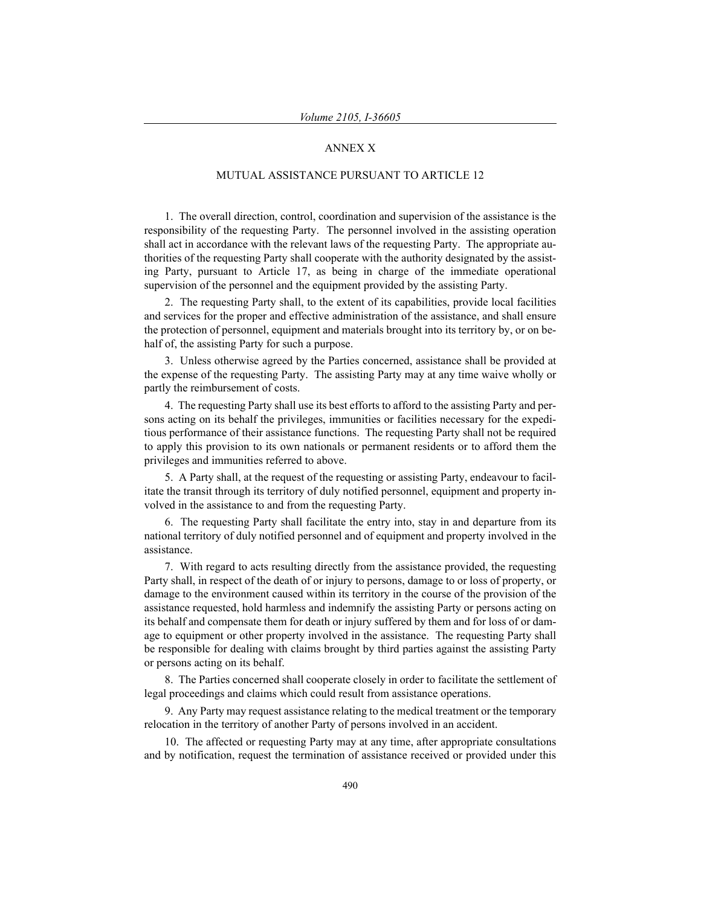## ANNEX X

### MUTUAL ASSISTANCE PURSUANT TO ARTICLE 12

1. The overall direction, control, coordination and supervision of the assistance is the responsibility of the requesting Party. The personnel involved in the assisting operation shall act in accordance with the relevant laws of the requesting Party. The appropriate authorities of the requesting Party shall cooperate with the authority designated by the assisting Party, pursuant to Article 17, as being in charge of the immediate operational supervision of the personnel and the equipment provided by the assisting Party.

2. The requesting Party shall, to the extent of its capabilities, provide local facilities and services for the proper and effective administration of the assistance, and shall ensure the protection of personnel, equipment and materials brought into its territory by, or on behalf of, the assisting Party for such a purpose.

3. Unless otherwise agreed by the Parties concerned, assistance shall be provided at the expense of the requesting Party. The assisting Party may at any time waive wholly or partly the reimbursement of costs.

4. The requesting Party shall use its best efforts to afford to the assisting Party and persons acting on its behalf the privileges, immunities or facilities necessary for the expeditious performance of their assistance functions. The requesting Party shall not be required to apply this provision to its own nationals or permanent residents or to afford them the privileges and immunities referred to above.

5. A Party shall, at the request of the requesting or assisting Party, endeavour to facilitate the transit through its territory of duly notified personnel, equipment and property involved in the assistance to and from the requesting Party.

6. The requesting Party shall facilitate the entry into, stay in and departure from its national territory of duly notified personnel and of equipment and property involved in the assistance.

7. With regard to acts resulting directly from the assistance provided, the requesting Party shall, in respect of the death of or injury to persons, damage to or loss of property, or damage to the environment caused within its territory in the course of the provision of the assistance requested, hold harmless and indemnify the assisting Party or persons acting on its behalf and compensate them for death or injury suffered by them and for loss of or damage to equipment or other property involved in the assistance. The requesting Party shall be responsible for dealing with claims brought by third parties against the assisting Party or persons acting on its behalf.

8. The Parties concerned shall cooperate closely in order to facilitate the settlement of legal proceedings and claims which could result from assistance operations.

9. Any Party may request assistance relating to the medical treatment or the temporary relocation in the territory of another Party of persons involved in an accident.

10. The affected or requesting Party may at any time, after appropriate consultations and by notification, request the termination of assistance received or provided under this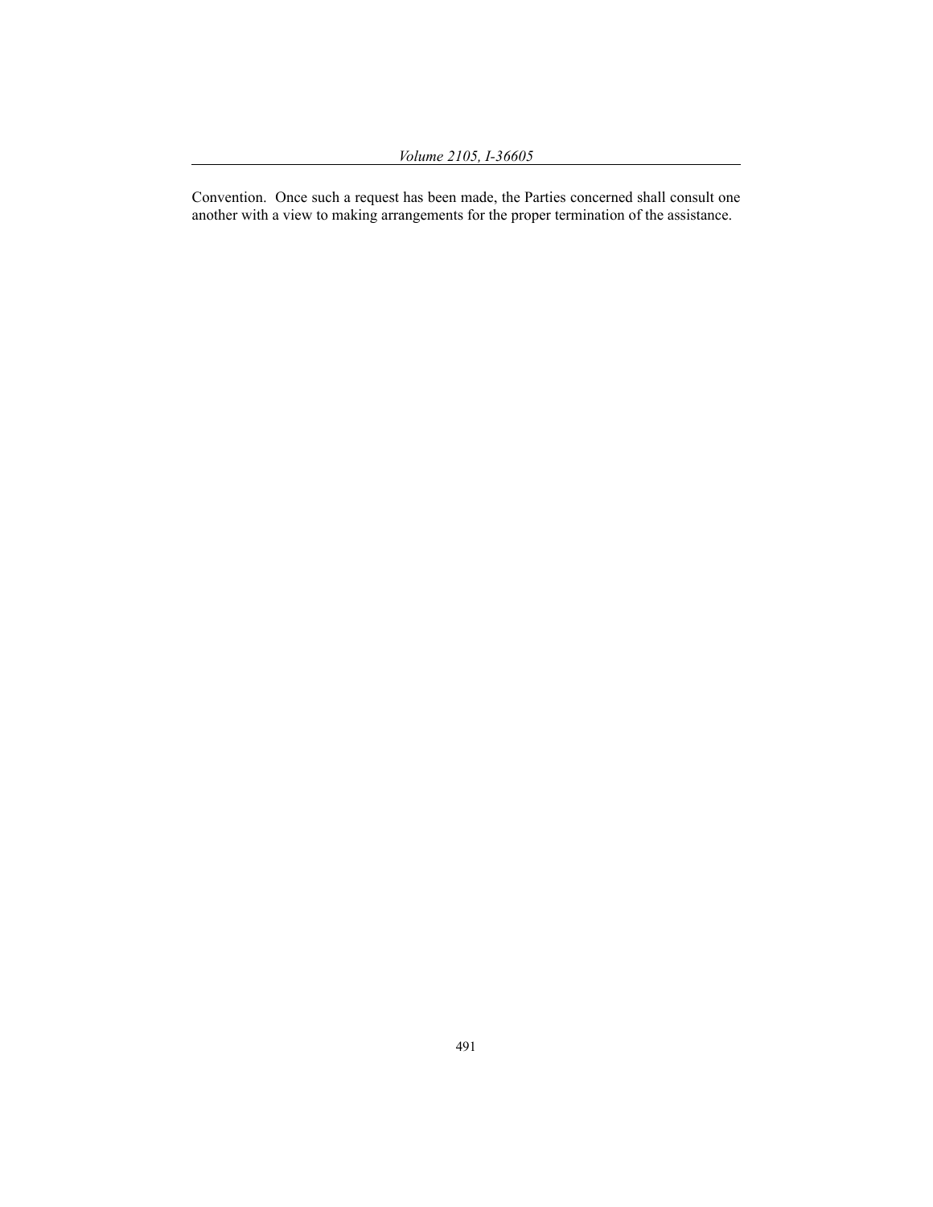Convention. Once such a request has been made, the Parties concerned shall consult one another with a view to making arrangements for the proper termination of the assistance.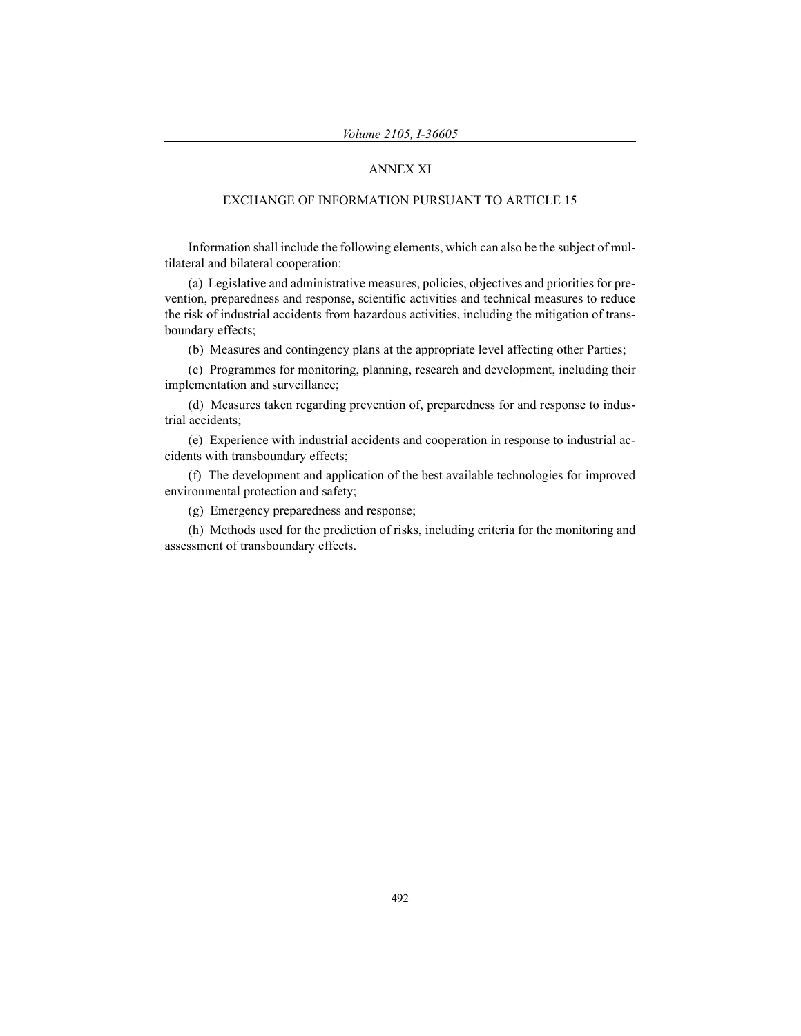## ANNEX XI

### EXCHANGE OF INFORMATION PURSUANT TO ARTICLE 15

Information shall include the following elements, which can also be the subject of multilateral and bilateral cooperation:

(a) Legislative and administrative measures, policies, objectives and priorities for prevention, preparedness and response, scientific activities and technical measures to reduce the risk of industrial accidents from hazardous activities, including the mitigation of transboundary effects;

(b) Measures and contingency plans at the appropriate level affecting other Parties;

(c) Programmes for monitoring, planning, research and development, including their implementation and surveillance;

(d) Measures taken regarding prevention of, preparedness for and response to industrial accidents;

(e) Experience with industrial accidents and cooperation in response to industrial accidents with transboundary effects;

(f) The development and application of the best available technologies for improved environmental protection and safety;

(g) Emergency preparedness and response;

(h) Methods used for the prediction of risks, including criteria for the monitoring and assessment of transboundary effects.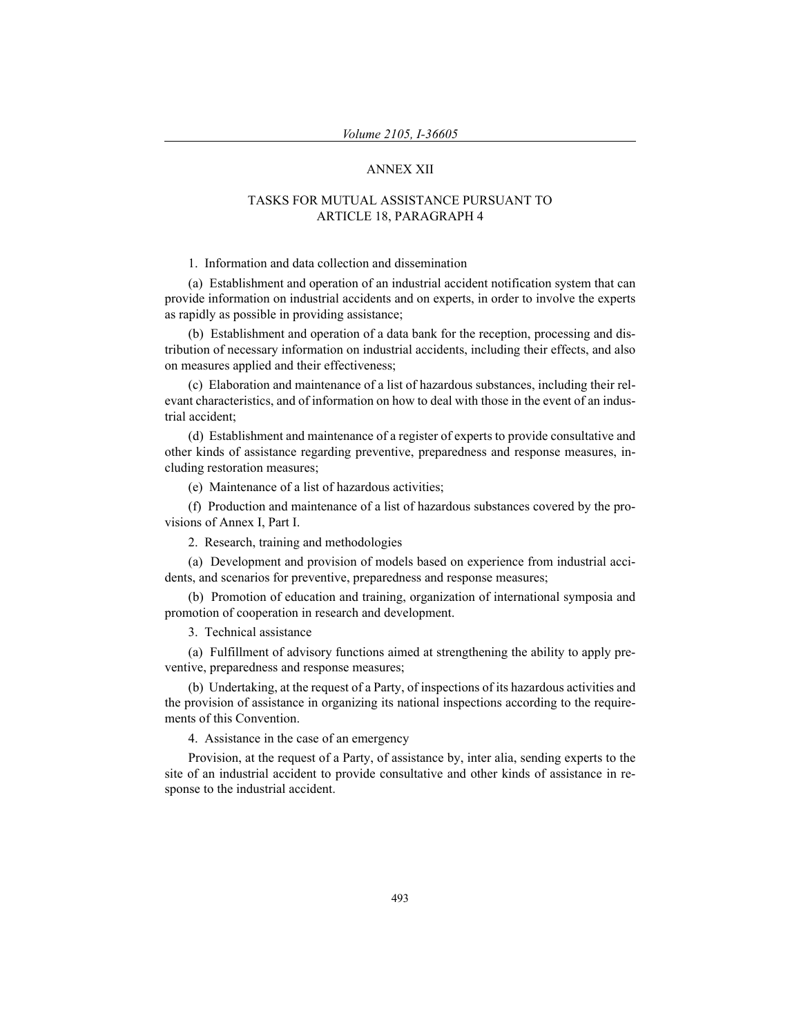# ANNEX XII

## TASKS FOR MUTUAL ASSISTANCE PURSUANT TO ARTICLE 18, PARAGRAPH 4

1. Information and data collection and dissemination

(a) Establishment and operation of an industrial accident notification system that can provide information on industrial accidents and on experts, in order to involve the experts as rapidly as possible in providing assistance;

(b) Establishment and operation of a data bank for the reception, processing and distribution of necessary information on industrial accidents, including their effects, and also on measures applied and their effectiveness;

(c) Elaboration and maintenance of a list of hazardous substances, including their relevant characteristics, and of information on how to deal with those in the event of an industrial accident;

(d) Establishment and maintenance of a register of experts to provide consultative and other kinds of assistance regarding preventive, preparedness and response measures, including restoration measures;

(e) Maintenance of a list of hazardous activities;

(f) Production and maintenance of a list of hazardous substances covered by the provisions of Annex I, Part I.

2. Research, training and methodologies

(a) Development and provision of models based on experience from industrial accidents, and scenarios for preventive, preparedness and response measures;

(b) Promotion of education and training, organization of international symposia and promotion of cooperation in research and development.

3. Technical assistance

(a) Fulfillment of advisory functions aimed at strengthening the ability to apply preventive, preparedness and response measures;

(b) Undertaking, at the request of a Party, of inspections of its hazardous activities and the provision of assistance in organizing its national inspections according to the requirements of this Convention.

4. Assistance in the case of an emergency

Provision, at the request of a Party, of assistance by, inter alia, sending experts to the site of an industrial accident to provide consultative and other kinds of assistance in response to the industrial accident.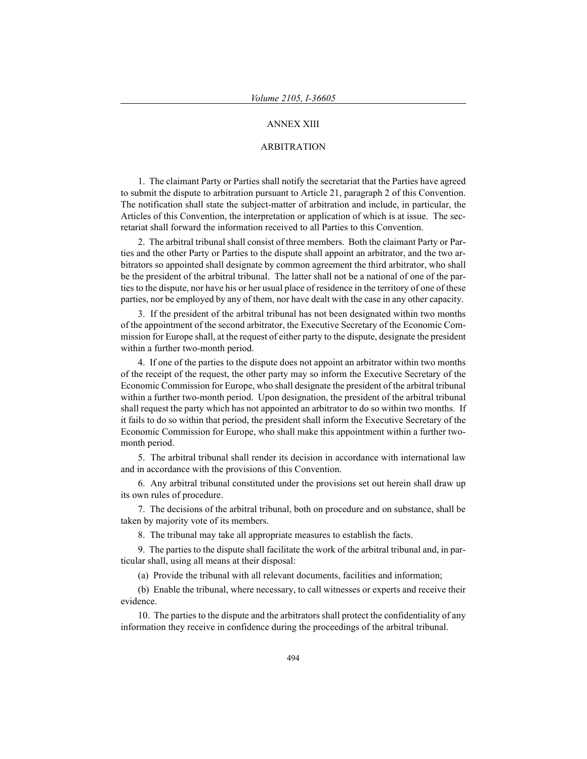# ANNEX XIII

## ARBITRATION

1. The claimant Party or Parties shall notify the secretariat that the Parties have agreed to submit the dispute to arbitration pursuant to Article 21, paragraph 2 of this Convention. The notification shall state the subject-matter of arbitration and include, in particular, the Articles of this Convention, the interpretation or application of which is at issue. The secretariat shall forward the information received to all Parties to this Convention.

2. The arbitral tribunal shall consist of three members. Both the claimant Party or Parties and the other Party or Parties to the dispute shall appoint an arbitrator, and the two arbitrators so appointed shall designate by common agreement the third arbitrator, who shall be the president of the arbitral tribunal. The latter shall not be a national of one of the parties to the dispute, nor have his or her usual place of residence in the territory of one of these parties, nor be employed by any of them, nor have dealt with the case in any other capacity.

3. If the president of the arbitral tribunal has not been designated within two months of the appointment of the second arbitrator, the Executive Secretary of the Economic Commission for Europe shall, at the request of either party to the dispute, designate the president within a further two-month period.

4. If one of the parties to the dispute does not appoint an arbitrator within two months of the receipt of the request, the other party may so inform the Executive Secretary of the Economic Commission for Europe, who shall designate the president of the arbitral tribunal within a further two-month period. Upon designation, the president of the arbitral tribunal shall request the party which has not appointed an arbitrator to do so within two months. If it fails to do so within that period, the president shall inform the Executive Secretary of the Economic Commission for Europe, who shall make this appointment within a further two-month period.

5. The arbitral tribunal shall render its decision in accordance with international law and in accordance with the provisions of this Convention.

6. Any arbitral tribunal constituted under the provisions set out herein shall draw up its own rules of procedure.

7. The decisions of the arbitral tribunal, both on procedure and on substance, shall be taken by majority vote of its members.

8. The tribunal may take all appropriate measures to establish the facts.

9. The parties to the dispute shall facilitate the work of the arbitral tribunal and, in particular shall, using all means at their disposal:

(a) Provide the tribunal with all relevant documents, facilities and information;

(b) Enable the tribunal, where necessary, to call witnesses or experts and receive their evidence.

10. The parties to the dispute and the arbitrators shall protect the confidentiality of any information they receive in confidence during the proceedings of the arbitral tribunal.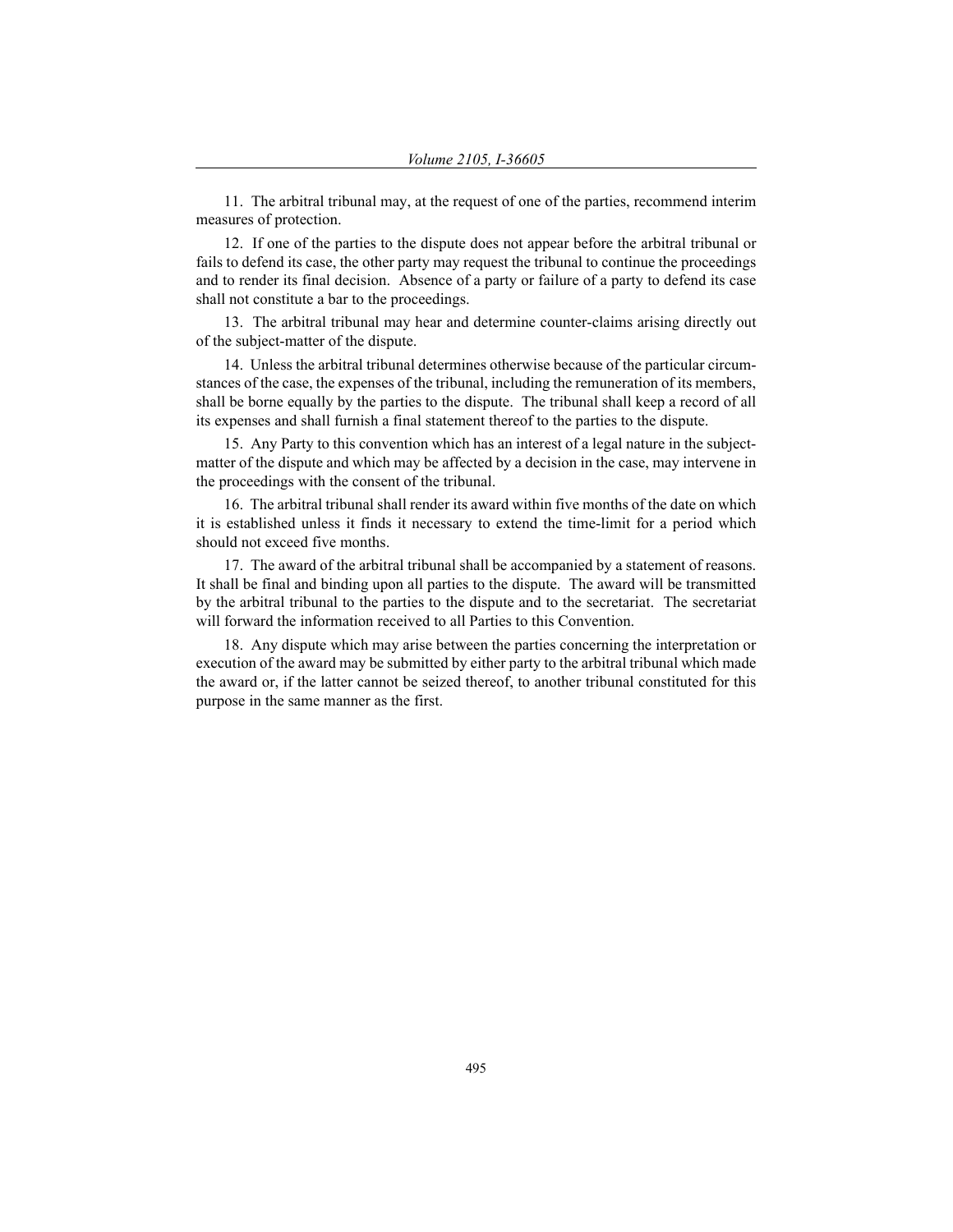11. The arbitral tribunal may, at the request of one of the parties, recommend interim measures of protection.

12. If one of the parties to the dispute does not appear before the arbitral tribunal or fails to defend its case, the other party may request the tribunal to continue the proceedings and to render its final decision. Absence of a party or failure of a party to defend its case shall not constitute a bar to the proceedings.

13. The arbitral tribunal may hear and determine counter-claims arising directly out of the subject-matter of the dispute.

14. Unless the arbitral tribunal determines otherwise because of the particular circumstances of the case, the expenses of the tribunal, including the remuneration of its members, shall be borne equally by the parties to the dispute. The tribunal shall keep a record of all its expenses and shall furnish a final statement thereof to the parties to the dispute.

15. Any Party to this convention which has an interest of a legal nature in the subject-matter of the dispute and which may be affected by a decision in the case, may intervene in the proceedings with the consent of the tribunal.

16. The arbitral tribunal shall render its award within five months of the date on which it is established unless it finds it necessary to extend the time-limit for a period which should not exceed five months.

17. The award of the arbitral tribunal shall be accompanied by a statement of reasons. It shall be final and binding upon all parties to the dispute. The award will be transmitted by the arbitral tribunal to the parties to the dispute and to the secretariat. The secretariat will forward the information received to all Parties to this Convention.

18. Any dispute which may arise between the parties concerning the interpretation or execution of the award may be submitted by either party to the arbitral tribunal which made the award or, if the latter cannot be seized thereof, to another tribunal constituted for this purpose in the same manner as the first.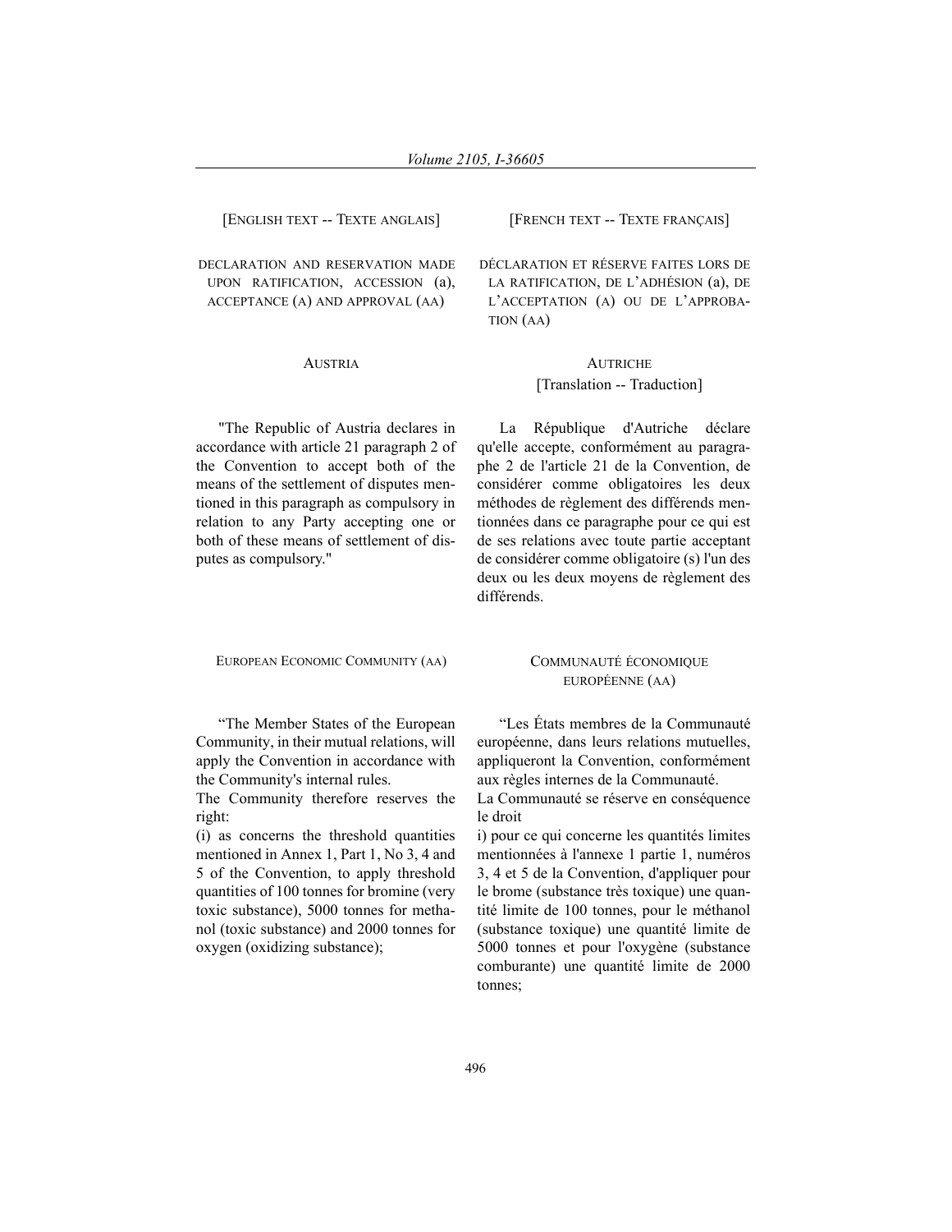[ENGLISH TEXT -- TEXTE ANGLAIS]

DECLARATION AND RESERVATION MADE UPON RATIFICATION, ACCESSION (a), ACCEPTANCE (A) AND APPROVAL (AA)

AUSTRIA

"The Republic of Austria declares in accordance with article 21 paragraph 2 of the Convention to accept both of the means of the settlement of disputes mentioned in this paragraph as compulsory in relation to any Party accepting one or both of these means of settlement of disputes as compulsory."

EUROPEAN ECONOMIC COMMUNITY (AA)

"The Member States of the European Community, in their mutual relations, will apply the Convention in accordance with the Community's internal rules.

The Community therefore reserves the right:

(i) as concerns the threshold quantities mentioned in Annex 1, Part 1, No 3, 4 and 5 of the Convention, to apply threshold quantities of 100 tonnes for bromine (very toxic substance), 5000 tonnes for methanol (toxic substance) and 2000 tonnes for oxygen (oxidizing substance);

[FRENCH TEXT -- TEXTE FRANÇAIS]

DÉCLARATION ET RÉSERVE FAITES LORS DE LA RATIFICATION, DE L'ADHÉSION (a), DE L'ACCEPTATION (A) OU DE L'APPROBATION (AA)

AUTRICHE

[Translation -- Traduction]

La République d'Autriche déclare qu'elle accepte, conformément au paragraphe 2 de l'article 21 de la Convention, de considérer comme obligatoires les deux méthodes de règlement des différends mentionnées dans ce paragraphe pour ce qui est de ses relations avec toute partie acceptant de considérer comme obligatoire (s) l'un des deux ou les deux moyens de règlement des différends.

COMMUNAUTÉ ÉCONOMIQUE EUROPÉENNE (AA)

"Les États membres de la Communauté européenne, dans leurs relations mutuelles, appliqueront la Convention, conformément aux règles internes de la Communauté.

La Communauté se réserve en conséquence le droit

i) pour ce qui concerne les quantités limites mentionnées à l'annexe 1 partie 1, numéros 3, 4 et 5 de la Convention, d'appliquer pour le brome (substance très toxique) une quantité limite de 100 tonnes, pour le méthanol (substance toxique) une quantité limite de 5000 tonnes et pour l'oxygène (substance comburante) une quantité limite de 2000 tonnes;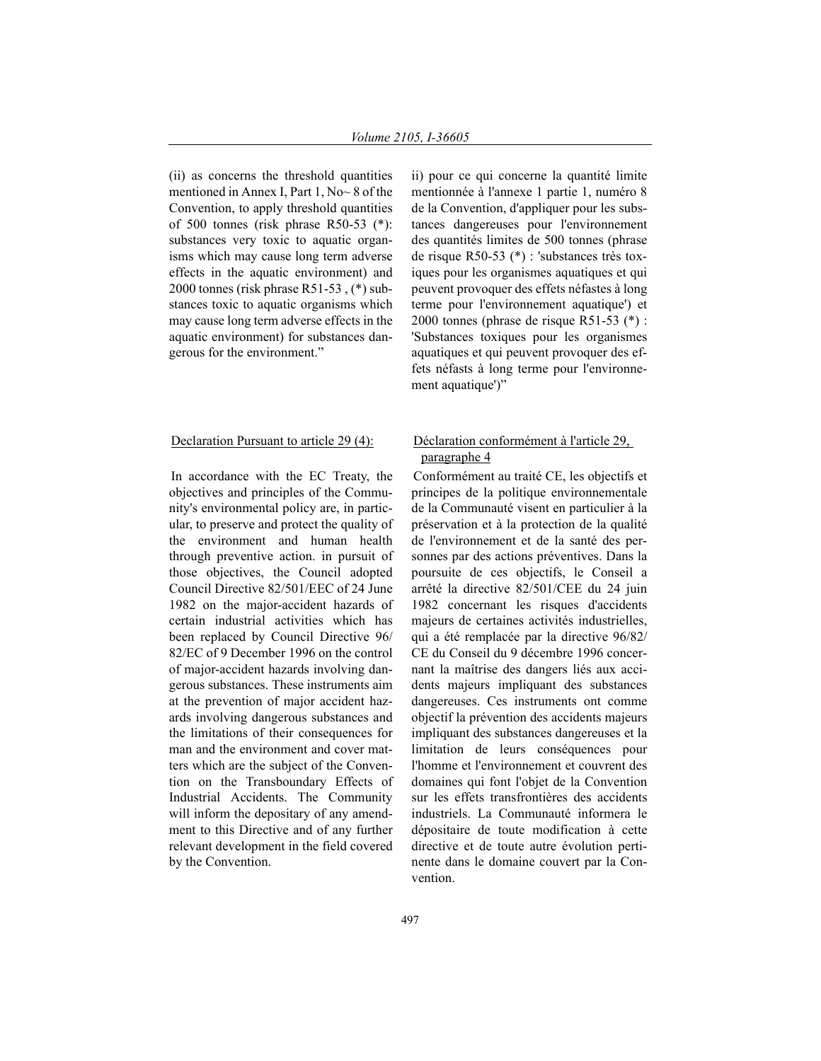(ii) as concerns the threshold quantities mentioned in Annex I, Part 1, No~ 8 of the Convention, to apply threshold quantities of 500 tonnes (risk phrase R50-53 (*): substances very toxic to aquatic organisms which may cause long term adverse effects in the aquatic environment) and 2000 tonnes (risk phrase R51-53 , (*) substances toxic to aquatic organisms which may cause long term adverse effects in the aquatic environment) for substances dangerous for the environment."

ii) pour ce qui concerne la quantité limite mentionnée à l'annexe 1 partie 1, numéro 8 de la Convention, d'appliquer pour les substances dangereuses pour l'environnement des quantités limites de 500 tonnes (phrase de risque R50-53 (*) : 'substances très toxiques pour les organismes aquatiques et qui peuvent provoquer des effets néfastes à long terme pour l'environnement aquatique') et 2000 tonnes (phrase de risque R51-53 (*) : 'Substances toxiques pour les organismes aquatiques et qui peuvent provoquer des effets néfasts à long terme pour l'environnement aquatique')"

Declaration Pursuant to article 29 (4):

In accordance with the EC Treaty, the objectives and principles of the Community's environmental policy are, in particular, to preserve and protect the quality of the environment and human health through preventive action. in pursuit of those objectives, the Council adopted Council Directive 82/501/EEC of 24 June 1982 on the major-accident hazards of certain industrial activities which has been replaced by Council Directive 96/82/EC of 9 December 1996 on the control of major-accident hazards involving dangerous substances. These instruments aim at the prevention of major accident hazards involving dangerous substances and the limitations of their consequences for man and the environment and cover matters which are the subject of the Convention on the Transboundary Effects of Industrial Accidents. The Community will inform the depositary of any amendment to this Directive and of any further relevant development in the field covered by the Convention.

Déclaration conformément à l'article 29, paragraphe 4

Conformément au traité CE, les objectifs et principes de la politique environnementale de la Communauté visent en particulier à la préservation et à la protection de la qualité de l'environnement et de la santé des personnes par des actions préventives. Dans la poursuite de ces objectifs, le Conseil a arrêté la directive 82/501/CEE du 24 juin 1982 concernant les risques d'accidents majeurs de certaines activités industrielles, qui a été remplacée par la directive 96/82/CE du Conseil du 9 décembre 1996 concernant la maîtrise des dangers liés aux accidents majeurs impliquant des substances dangereuses. Ces instruments ont comme objectif la prévention des accidents majeurs impliquant des substances dangereuses et la limitation de leurs conséquences pour l'homme et l'environnement et couvrent des domaines qui font l'objet de la Convention sur les effets transfrontières des accidents industriels. La Communauté informera le dépositaire de toute modification à cette directive et de toute autre évolution pertinente dans le domaine couvert par la Convention.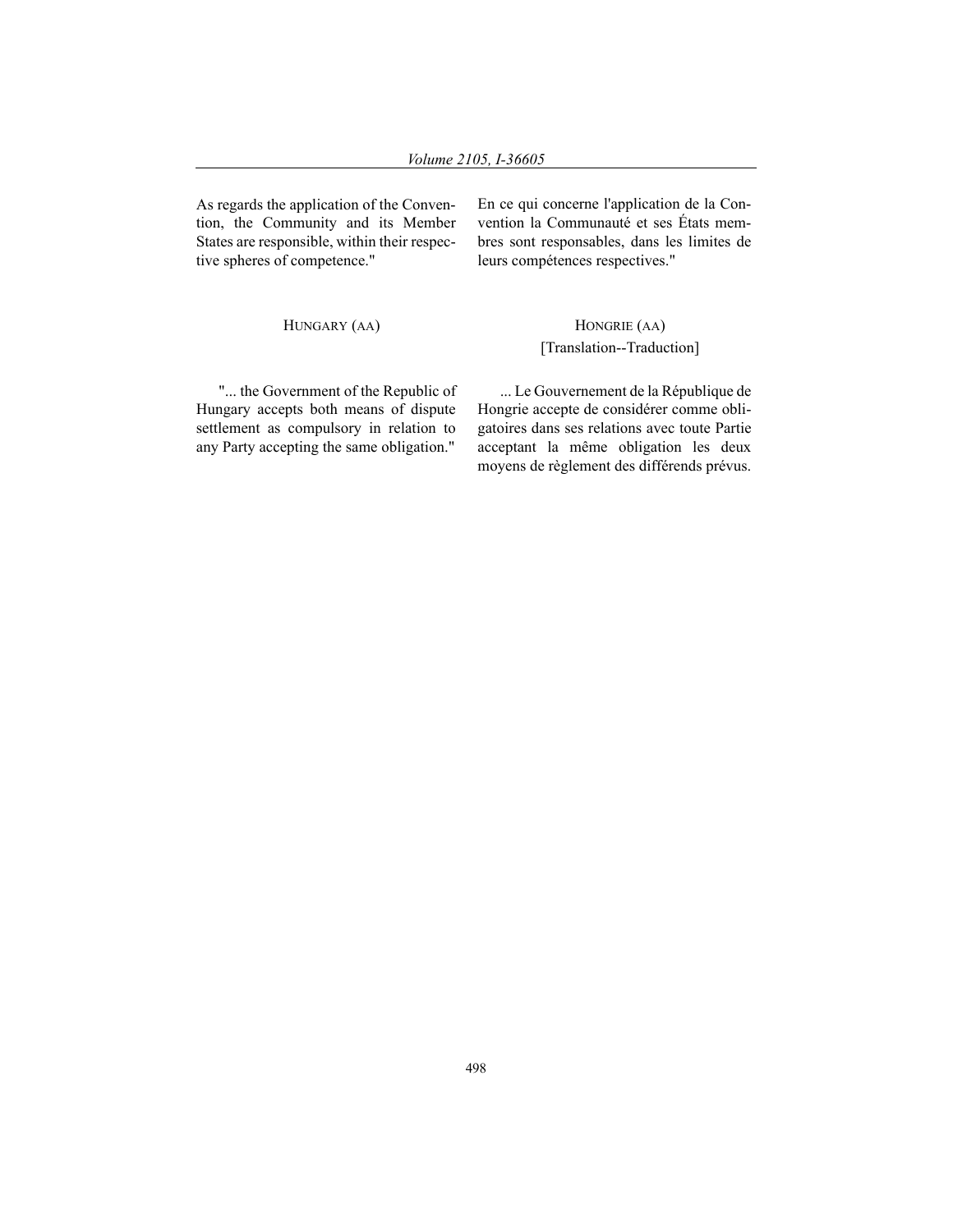As regards the application of the Convention, the Community and its Member States are responsible, within their respective spheres of competence."

En ce qui concerne l'application de la Convention la Communauté et ses États membres sont responsables, dans les limites de leurs compétences respectives."

HUNGARY (AA)

"... the Government of the Republic of Hungary accepts both means of dispute settlement as compulsory in relation to any Party accepting the same obligation."

HONGRIE (AA)

[Translation--Traduction]

... Le Gouvernement de la République de Hongrie accepte de considérer comme obligatoires dans ses relations avec toute Partie acceptant la même obligation les deux moyens de règlement des différends prévus.